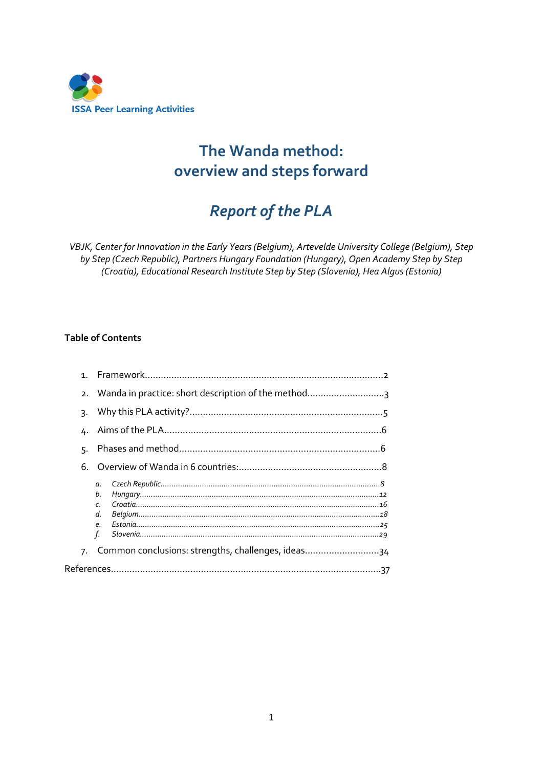ISSA Peer Learning Activities

# The Wanda method: overview and steps forward

## *Report of the PLA*

*VBJK, Center for Innovation in the Early Years (Belgium), Artevelde University College (Belgium), Step by Step (Czech Republic), Partners Hungary Foundation (Hungary), Open Academy Step by Step (Croatia), Educational Research Institute Step by Step (Slovenia), Hea Algus (Estonia)*

**Table of Contents**

1. Framework.........................................................................................2
2. Wanda in practice: short description of the method............................3
3. Why this PLA activity?........................................................................5
4. Aims of the PLA.................................................................................6
5. Phases and method............................................................................6
6. Overview of Wanda in 6 countries:......................................................8
   a. *Czech Republic...................................................................................8*
   b. *Hungary............................................................................................12*
   c. *Croatia..............................................................................................16*
   d. *Belgium.............................................................................................18*
   e. *Estonia..............................................................................................25*
   f. *Slovenia............................................................................................29*
7. Common conclusions: strengths, challenges, ideas............................34

References......................................................................................37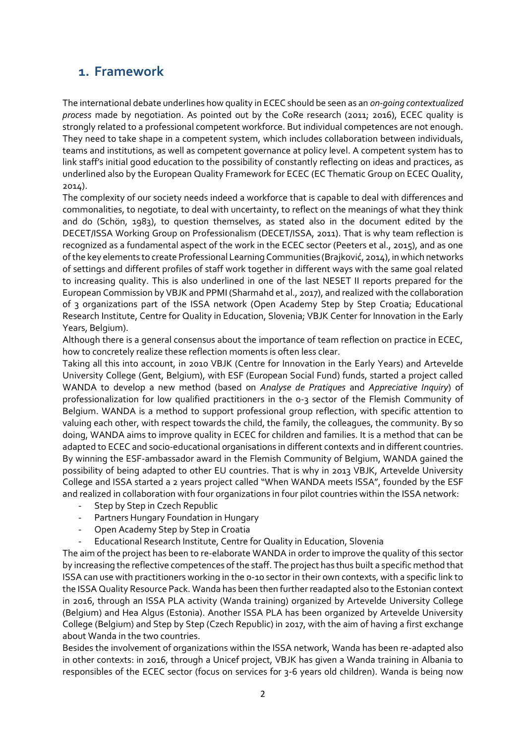## 1. Framework

The international debate underlines how quality in ECEC should be seen as an *on-going contextualized process* made by negotiation. As pointed out by the CoRe research (2011; 2016), ECEC quality is strongly related to a professional competent workforce. But individual competences are not enough. They need to take shape in a competent system, which includes collaboration between individuals, teams and institutions, as well as competent governance at policy level. A competent system has to link staff's initial good education to the possibility of constantly reflecting on ideas and practices, as underlined also by the European Quality Framework for ECEC (EC Thematic Group on ECEC Quality, 2014).

The complexity of our society needs indeed a workforce that is capable to deal with differences and commonalities, to negotiate, to deal with uncertainty, to reflect on the meanings of what they think and do (Schön, 1983), to question themselves, as stated also in the document edited by the DECET/ISSA Working Group on Professionalism (DECET/ISSA, 2011). That is why team reflection is recognized as a fundamental aspect of the work in the ECEC sector (Peeters et al., 2015), and as one of the key elements to create Professional Learning Communities (Brajković, 2014), in which networks of settings and different profiles of staff work together in different ways with the same goal related to increasing quality. This is also underlined in one of the last NESET II reports prepared for the European Commission by VBJK and PPMI (Sharmahd et al., 2017), and realized with the collaboration of 3 organizations part of the ISSA network (Open Academy Step by Step Croatia; Educational Research Institute, Centre for Quality in Education, Slovenia; VBJK Center for Innovation in the Early Years, Belgium).

Although there is a general consensus about the importance of team reflection on practice in ECEC, how to concretely realize these reflection moments is often less clear.

Taking all this into account, in 2010 VBJK (Centre for Innovation in the Early Years) and Artevelde University College (Gent, Belgium), with ESF (European Social Fund) funds, started a project called WANDA to develop a new method (based on *Analyse de Pratiques* and *Appreciative Inquiry*) of professionalization for low qualified practitioners in the 0-3 sector of the Flemish Community of Belgium. WANDA is a method to support professional group reflection, with specific attention to valuing each other, with respect towards the child, the family, the colleagues, the community. By so doing, WANDA aims to improve quality in ECEC for children and families. It is a method that can be adapted to ECEC and socio-educational organisations in different contexts and in different countries. By winning the ESF-ambassador award in the Flemish Community of Belgium, WANDA gained the possibility of being adapted to other EU countries. That is why in 2013 VBJK, Artevelde University College and ISSA started a 2 years project called "When WANDA meets ISSA", founded by the ESF and realized in collaboration with four organizations in four pilot countries within the ISSA network:

- Step by Step in Czech Republic
- Partners Hungary Foundation in Hungary
- Open Academy Step by Step in Croatia
- Educational Research Institute, Centre for Quality in Education, Slovenia

The aim of the project has been to re-elaborate WANDA in order to improve the quality of this sector by increasing the reflective competences of the staff. The project has thus built a specific method that ISSA can use with practitioners working in the 0-10 sector in their own contexts, with a specific link to the ISSA Quality Resource Pack. Wanda has been then further readapted also to the Estonian context in 2016, through an ISSA PLA activity (Wanda training) organized by Artevelde University College (Belgium) and Hea Algus (Estonia). Another ISSA PLA has been organized by Artevelde University College (Belgium) and Step by Step (Czech Republic) in 2017, with the aim of having a first exchange about Wanda in the two countries.

Besides the involvement of organizations within the ISSA network, Wanda has been re-adapted also in other contexts: in 2016, through a Unicef project, VBJK has given a Wanda training in Albania to responsibles of the ECEC sector (focus on services for 3-6 years old children). Wanda is being now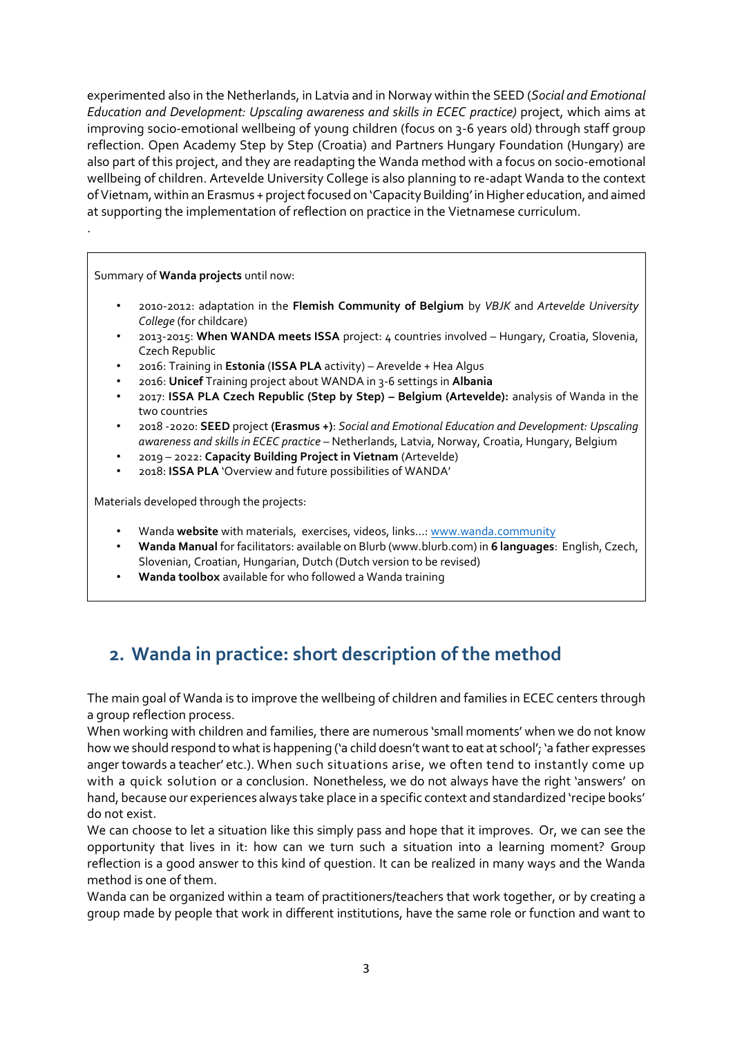experimented also in the Netherlands, in Latvia and in Norway within the SEED (*Social and Emotional Education and Development: Upscaling awareness and skills in ECEC practice)* project, which aims at improving socio-emotional wellbeing of young children (focus on 3-6 years old) through staff group reflection. Open Academy Step by Step (Croatia) and Partners Hungary Foundation (Hungary) are also part of this project, and they are readapting the Wanda method with a focus on socio-emotional wellbeing of children. Artevelde University College is also planning to re-adapt Wanda to the context of Vietnam, within an Erasmus + project focused on 'Capacity Building' in Higher education, and aimed at supporting the implementation of reflection on practice in the Vietnamese curriculum.

.

Summary of **Wanda projects** until now:

- 2010-2012: adaptation in the **Flemish Community of Belgium** by *VBJK* and *Artevelde University College* (for childcare)
- 2013-2015: **When WANDA meets ISSA** project: 4 countries involved – Hungary, Croatia, Slovenia, Czech Republic
- 2016: Training in **Estonia** (**ISSA PLA** activity) – Arevelde + Hea Algus
- 2016: **Unicef** Training project about WANDA in 3-6 settings in **Albania**
- 2017: **ISSA PLA Czech Republic (Step by Step) – Belgium (Artevelde):** analysis of Wanda in the two countries
- 2018 -2020: **SEED** project **(Erasmus +)**: *Social and Emotional Education and Development: Upscaling awareness and skills in ECEC practice* – Netherlands, Latvia, Norway, Croatia, Hungary, Belgium
- 2019 – 2022: **Capacity Building Project in Vietnam** (Artevelde)
- 2018: **ISSA PLA** 'Overview and future possibilities of WANDA'

Materials developed through the projects:

- Wanda **website** with materials, exercises, videos, links…: www.wanda.community
- **Wanda Manual** for facilitators: available on Blurb (www.blurb.com) in **6 languages**: English, Czech, Slovenian, Croatian, Hungarian, Dutch (Dutch version to be revised)
- **Wanda toolbox** available for who followed a Wanda training

## 2. Wanda in practice: short description of the method

The main goal of Wanda is to improve the wellbeing of children and families in ECEC centers through a group reflection process.

When working with children and families, there are numerous 'small moments' when we do not know how we should respond to what is happening ('a child doesn't want to eat at school'; 'a father expresses anger towards a teacher' etc.). When such situations arise, we often tend to instantly come up with a quick solution or a conclusion. Nonetheless, we do not always have the right 'answers' on hand, because our experiences always take place in a specific context and standardized 'recipe books' do not exist.

We can choose to let a situation like this simply pass and hope that it improves. Or, we can see the opportunity that lives in it: how can we turn such a situation into a learning moment? Group reflection is a good answer to this kind of question. It can be realized in many ways and the Wanda method is one of them.

Wanda can be organized within a team of practitioners/teachers that work together, or by creating a group made by people that work in different institutions, have the same role or function and want to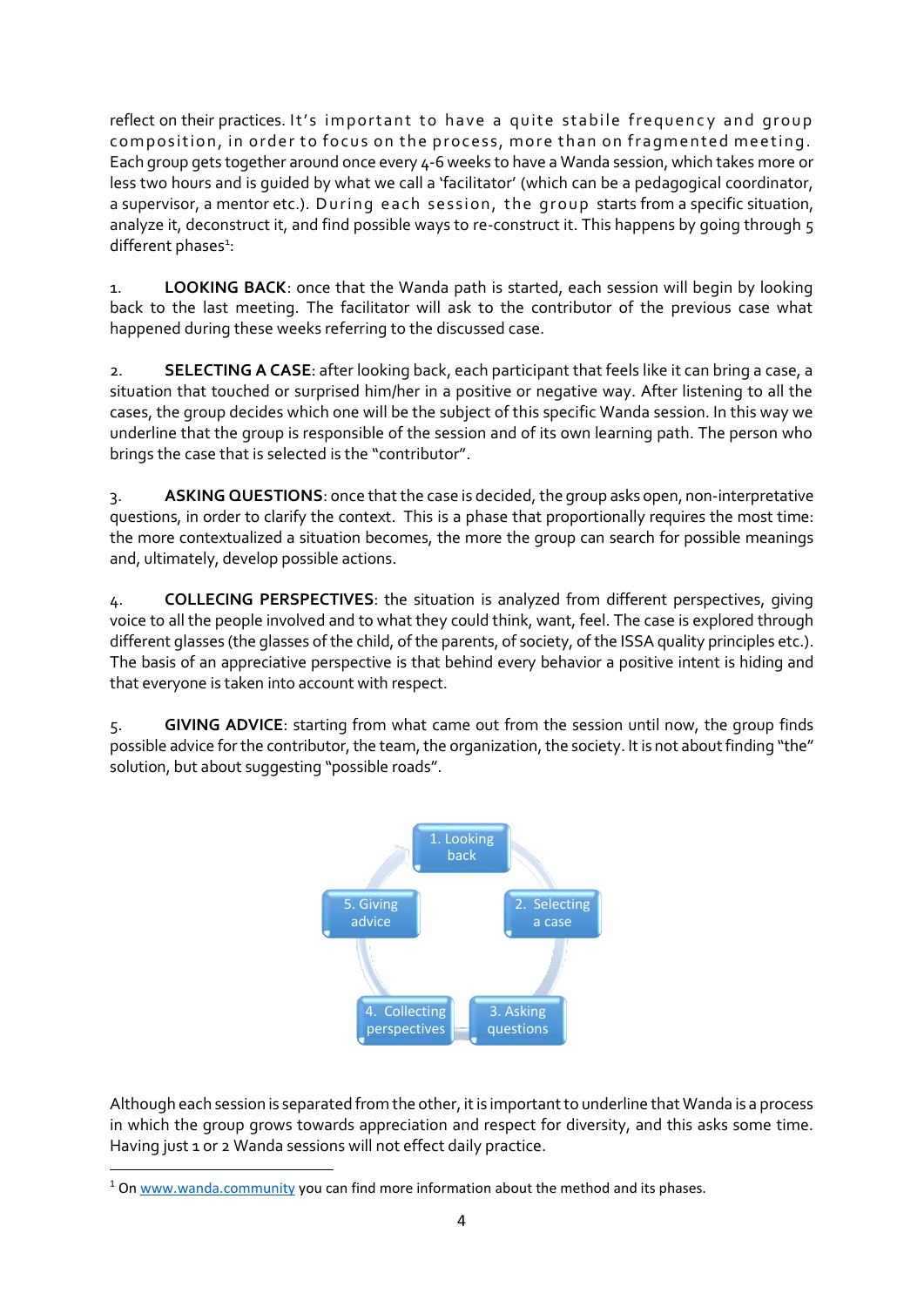reflect on their practices. It's important to have a quite stabile frequency and group composition, in order to focus on the process, more than on fragmented meeting. Each group gets together around once every 4-6 weeks to have a Wanda session, which takes more or less two hours and is guided by what we call a 'facilitator' (which can be a pedagogical coordinator, a supervisor, a mentor etc.). During each session, the group starts from a specific situation, analyze it, deconstruct it, and find possible ways to re-construct it. This happens by going through 5 different phases[1]:

1. **LOOKING BACK**: once that the Wanda path is started, each session will begin by looking back to the last meeting. The facilitator will ask to the contributor of the previous case what happened during these weeks referring to the discussed case.

2. **SELECTING A CASE**: after looking back, each participant that feels like it can bring a case, a situation that touched or surprised him/her in a positive or negative way. After listening to all the cases, the group decides which one will be the subject of this specific Wanda session. In this way we underline that the group is responsible of the session and of its own learning path. The person who brings the case that is selected is the "contributor".

3. **ASKING QUESTIONS**: once that the case is decided, the group asks open, non-interpretative questions, in order to clarify the context. This is a phase that proportionally requires the most time: the more contextualized a situation becomes, the more the group can search for possible meanings and, ultimately, develop possible actions.

4. **COLLECING PERSPECTIVES**: the situation is analyzed from different perspectives, giving voice to all the people involved and to what they could think, want, feel. The case is explored through different glasses (the glasses of the child, of the parents, of society, of the ISSA quality principles etc.). The basis of an appreciative perspective is that behind every behavior a positive intent is hiding and that everyone is taken into account with respect.

5. **GIVING ADVICE**: starting from what came out from the session until now, the group finds possible advice for the contributor, the team, the organization, the society. It is not about finding "the" solution, but about suggesting "possible roads".

1. Looking back → 2. Selecting a case → 3. Asking questions → 4. Collecting perspectives → 5. Giving advice → 1. Looking back

Although each session is separated from the other, it is important to underline that Wanda is a process in which the group grows towards appreciation and respect for diversity, and this asks some time. Having just 1 or 2 Wanda sessions will not effect daily practice.

[1] On www.wanda.community you can find more information about the method and its phases.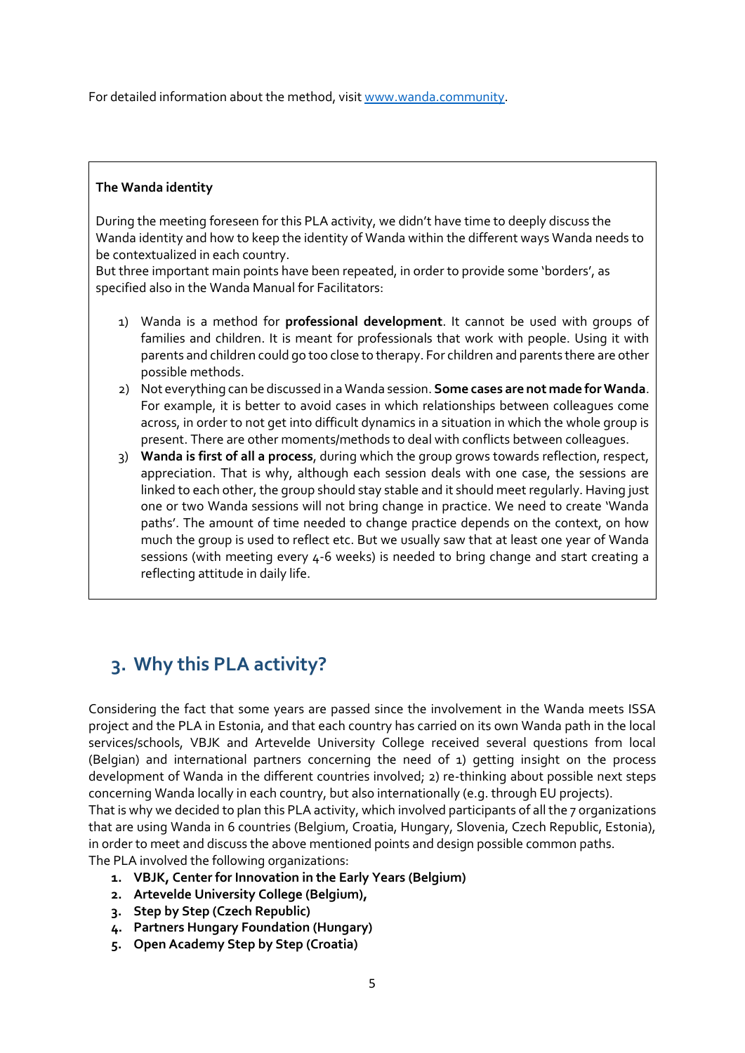For detailed information about the method, visit [www.wanda.community](www.wanda.community).

> **The Wanda identity**
>
> During the meeting foreseen for this PLA activity, we didn't have time to deeply discuss the Wanda identity and how to keep the identity of Wanda within the different ways Wanda needs to be contextualized in each country.
> But three important main points have been repeated, in order to provide some 'borders', as specified also in the Wanda Manual for Facilitators:
>
> 1) Wanda is a method for **professional development**. It cannot be used with groups of families and children. It is meant for professionals that work with people. Using it with parents and children could go too close to therapy. For children and parents there are other possible methods.
> 2) Not everything can be discussed in a Wanda session. **Some cases are not made for Wanda**. For example, it is better to avoid cases in which relationships between colleagues come across, in order to not get into difficult dynamics in a situation in which the whole group is present. There are other moments/methods to deal with conflicts between colleagues.
> 3) **Wanda is first of all a process**, during which the group grows towards reflection, respect, appreciation. That is why, although each session deals with one case, the sessions are linked to each other, the group should stay stable and it should meet regularly. Having just one or two Wanda sessions will not bring change in practice. We need to create 'Wanda paths'. The amount of time needed to change practice depends on the context, on how much the group is used to reflect etc. But we usually saw that at least one year of Wanda sessions (with meeting every 4-6 weeks) is needed to bring change and start creating a reflecting attitude in daily life.

## 3. Why this PLA activity?

Considering the fact that some years are passed since the involvement in the Wanda meets ISSA project and the PLA in Estonia, and that each country has carried on its own Wanda path in the local services/schools, VBJK and Artevelde University College received several questions from local (Belgian) and international partners concerning the need of 1) getting insight on the process development of Wanda in the different countries involved; 2) re-thinking about possible next steps concerning Wanda locally in each country, but also internationally (e.g. through EU projects).
That is why we decided to plan this PLA activity, which involved participants of all the 7 organizations that are using Wanda in 6 countries (Belgium, Croatia, Hungary, Slovenia, Czech Republic, Estonia), in order to meet and discuss the above mentioned points and design possible common paths.
The PLA involved the following organizations:

1. **VBJK, Center for Innovation in the Early Years (Belgium)**
2. **Artevelde University College (Belgium),**
3. **Step by Step (Czech Republic)**
4. **Partners Hungary Foundation (Hungary)**
5. **Open Academy Step by Step (Croatia)**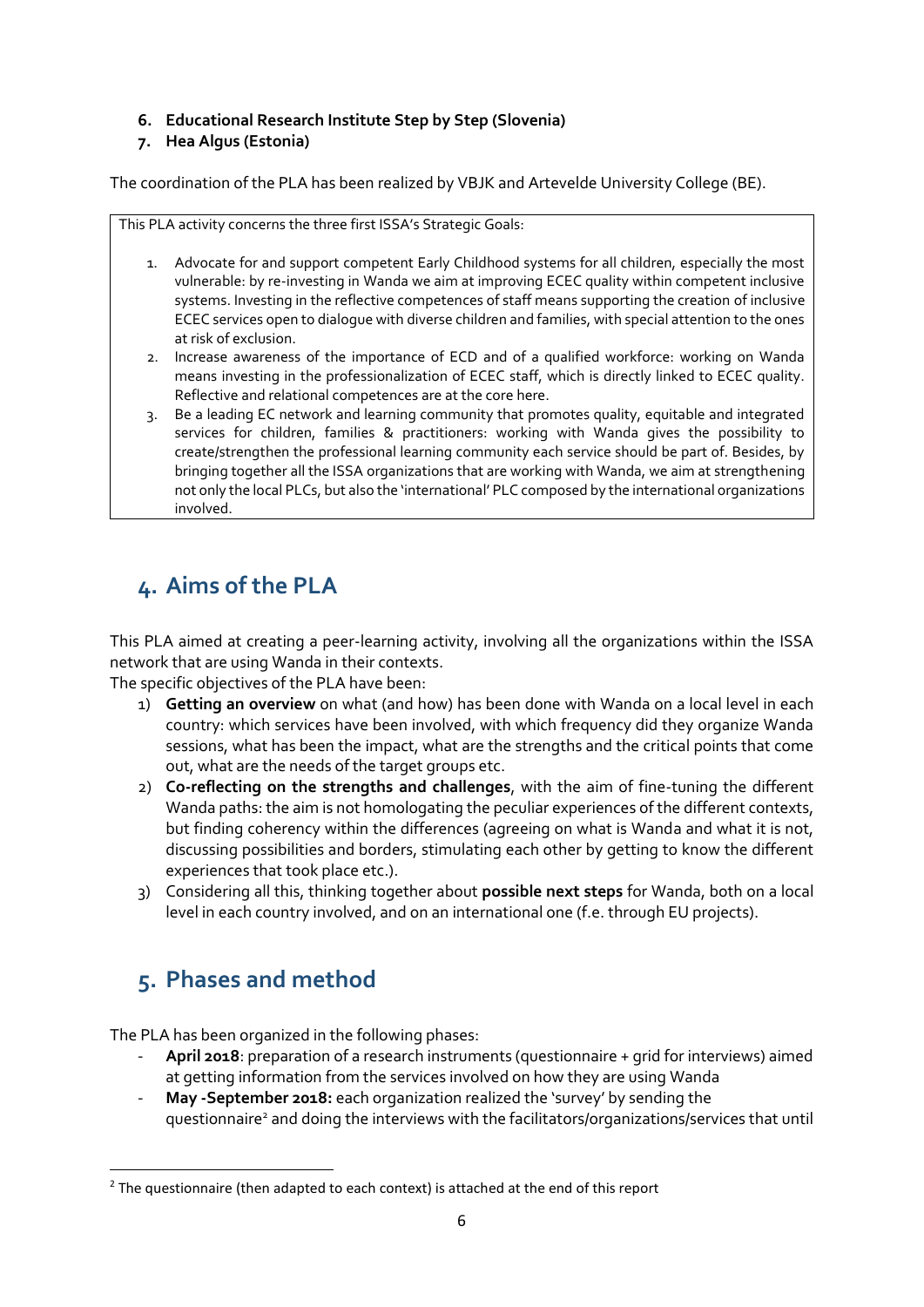6. **Educational Research Institute Step by Step (Slovenia)**
7. **Hea Algus (Estonia)**

The coordination of the PLA has been realized by VBJK and Artevelde University College (BE).

> This PLA activity concerns the three first ISSA's Strategic Goals:
>
> 1. Advocate for and support competent Early Childhood systems for all children, especially the most vulnerable: by re-investing in Wanda we aim at improving ECEC quality within competent inclusive systems. Investing in the reflective competences of staff means supporting the creation of inclusive ECEC services open to dialogue with diverse children and families, with special attention to the ones at risk of exclusion.
> 2. Increase awareness of the importance of ECD and of a qualified workforce: working on Wanda means investing in the professionalization of ECEC staff, which is directly linked to ECEC quality. Reflective and relational competences are at the core here.
> 3. Be a leading EC network and learning community that promotes quality, equitable and integrated services for children, families & practitioners: working with Wanda gives the possibility to create/strengthen the professional learning community each service should be part of. Besides, by bringing together all the ISSA organizations that are working with Wanda, we aim at strengthening not only the local PLCs, but also the 'international' PLC composed by the international organizations involved.

## 4. Aims of the PLA

This PLA aimed at creating a peer-learning activity, involving all the organizations within the ISSA network that are using Wanda in their contexts.
The specific objectives of the PLA have been:

1) **Getting an overview** on what (and how) has been done with Wanda on a local level in each country: which services have been involved, with which frequency did they organize Wanda sessions, what has been the impact, what are the strengths and the critical points that come out, what are the needs of the target groups etc.
2) **Co-reflecting on the strengths and challenges**, with the aim of fine-tuning the different Wanda paths: the aim is not homologating the peculiar experiences of the different contexts, but finding coherency within the differences (agreeing on what is Wanda and what it is not, discussing possibilities and borders, stimulating each other by getting to know the different experiences that took place etc.).
3) Considering all this, thinking together about **possible next steps** for Wanda, both on a local level in each country involved, and on an international one (f.e. through EU projects).

## 5. Phases and method

The PLA has been organized in the following phases:

- **April 2018**: preparation of a research instruments (questionnaire + grid for interviews) aimed at getting information from the services involved on how they are using Wanda
- **May -September 2018:** each organization realized the 'survey' by sending the questionnaire[2] and doing the interviews with the facilitators/organizations/services that until

[2] The questionnaire (then adapted to each context) is attached at the end of this report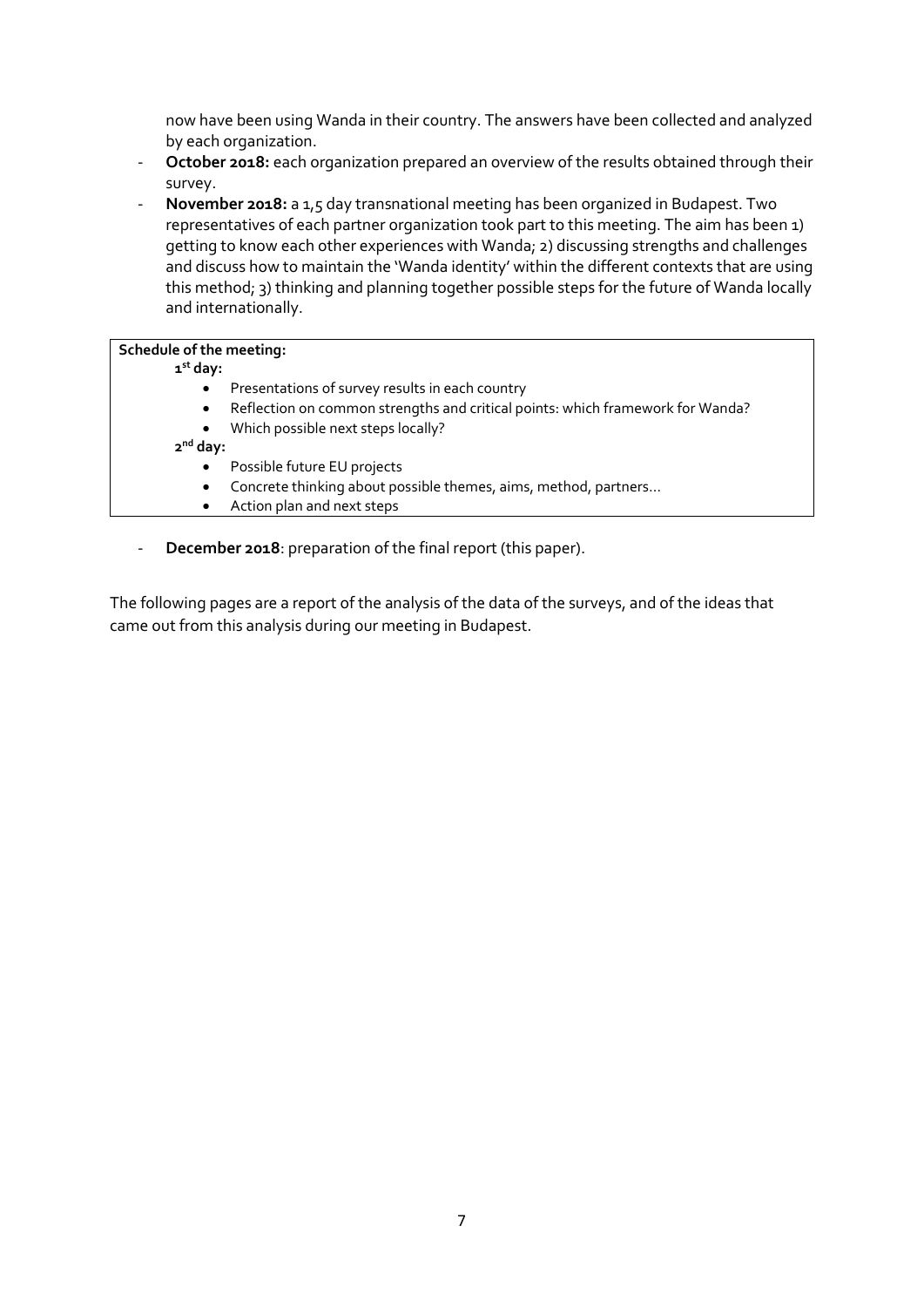now have been using Wanda in their country. The answers have been collected and analyzed by each organization.

- **October 2018:** each organization prepared an overview of the results obtained through their survey.
- **November 2018:** a 1,5 day transnational meeting has been organized in Budapest. Two representatives of each partner organization took part to this meeting. The aim has been 1) getting to know each other experiences with Wanda; 2) discussing strengths and challenges and discuss how to maintain the 'Wanda identity' within the different contexts that are using this method; 3) thinking and planning together possible steps for the future of Wanda locally and internationally.

**Schedule of the meeting:**

**1st day:**

- Presentations of survey results in each country
- Reflection on common strengths and critical points: which framework for Wanda?
- Which possible next steps locally?

**2nd day:**

- Possible future EU projects
- Concrete thinking about possible themes, aims, method, partners…
- Action plan and next steps

- **December 2018**: preparation of the final report (this paper).

The following pages are a report of the analysis of the data of the surveys, and of the ideas that came out from this analysis during our meeting in Budapest.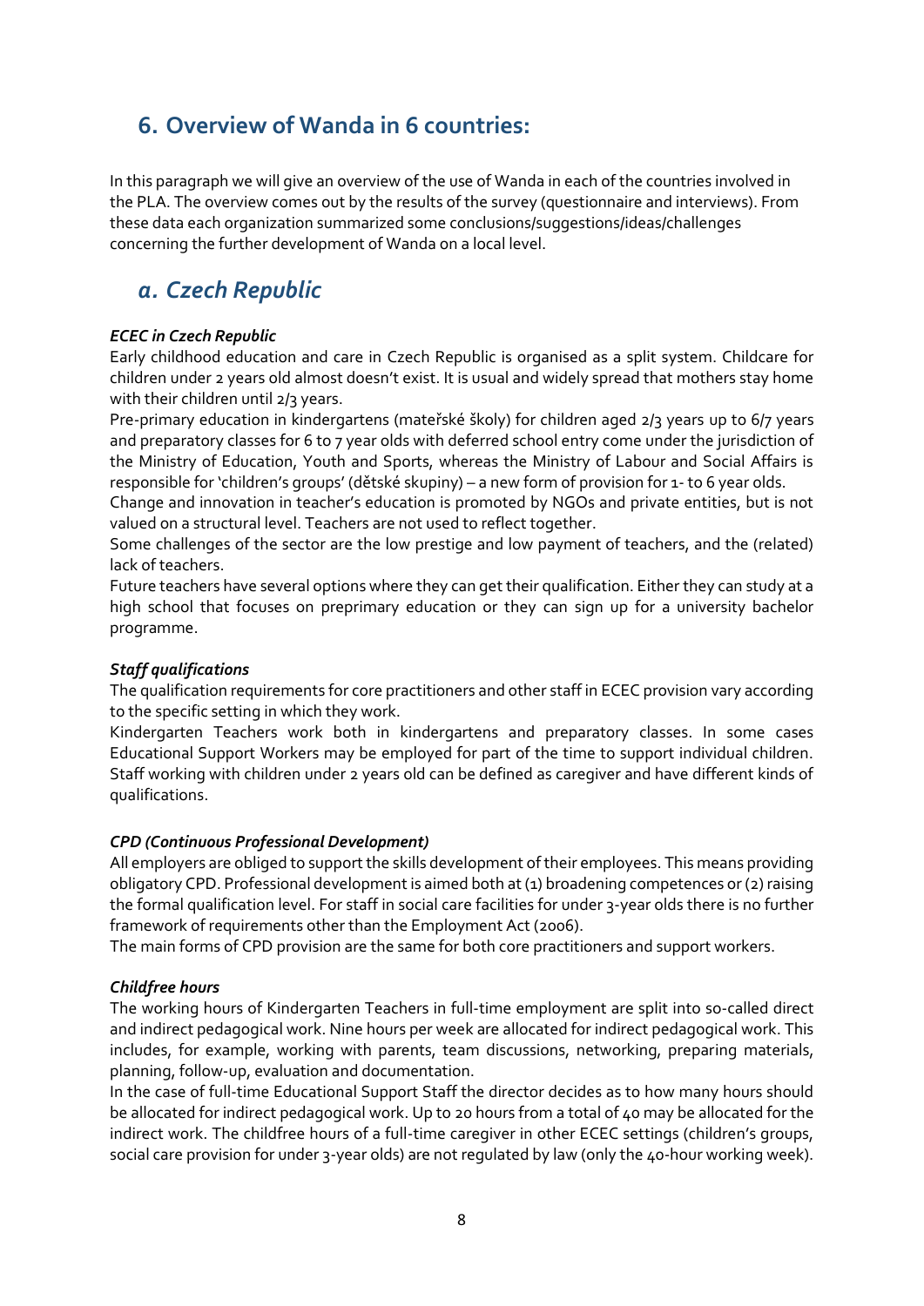## 6. Overview of Wanda in 6 countries:

In this paragraph we will give an overview of the use of Wanda in each of the countries involved in the PLA. The overview comes out by the results of the survey (questionnaire and interviews). From these data each organization summarized some conclusions/suggestions/ideas/challenges concerning the further development of Wanda on a local level.

## *a. Czech Republic*

***ECEC in Czech Republic***

Early childhood education and care in Czech Republic is organised as a split system. Childcare for children under 2 years old almost doesn't exist. It is usual and widely spread that mothers stay home with their children until 2/3 years.

Pre-primary education in kindergartens (mateřské školy) for children aged 2/3 years up to 6/7 years and preparatory classes for 6 to 7 year olds with deferred school entry come under the jurisdiction of the Ministry of Education, Youth and Sports, whereas the Ministry of Labour and Social Affairs is responsible for 'children's groups' (dětské skupiny) – a new form of provision for 1- to 6 year olds.

Change and innovation in teacher's education is promoted by NGOs and private entities, but is not valued on a structural level. Teachers are not used to reflect together.

Some challenges of the sector are the low prestige and low payment of teachers, and the (related) lack of teachers.

Future teachers have several options where they can get their qualification. Either they can study at a high school that focuses on preprimary education or they can sign up for a university bachelor programme.

***Staff qualifications***

The qualification requirements for core practitioners and other staff in ECEC provision vary according to the specific setting in which they work.

Kindergarten Teachers work both in kindergartens and preparatory classes. In some cases Educational Support Workers may be employed for part of the time to support individual children. Staff working with children under 2 years old can be defined as caregiver and have different kinds of qualifications.

***CPD (Continuous Professional Development)***

All employers are obliged to support the skills development of their employees. This means providing obligatory CPD. Professional development is aimed both at (1) broadening competences or (2) raising the formal qualification level. For staff in social care facilities for under 3-year olds there is no further framework of requirements other than the Employment Act (2006).

The main forms of CPD provision are the same for both core practitioners and support workers.

***Childfree hours***

The working hours of Kindergarten Teachers in full-time employment are split into so-called direct and indirect pedagogical work. Nine hours per week are allocated for indirect pedagogical work. This includes, for example, working with parents, team discussions, networking, preparing materials, planning, follow-up, evaluation and documentation.

In the case of full-time Educational Support Staff the director decides as to how many hours should be allocated for indirect pedagogical work. Up to 20 hours from a total of 40 may be allocated for the indirect work. The childfree hours of a full-time caregiver in other ECEC settings (children's groups, social care provision for under 3-year olds) are not regulated by law (only the 40-hour working week).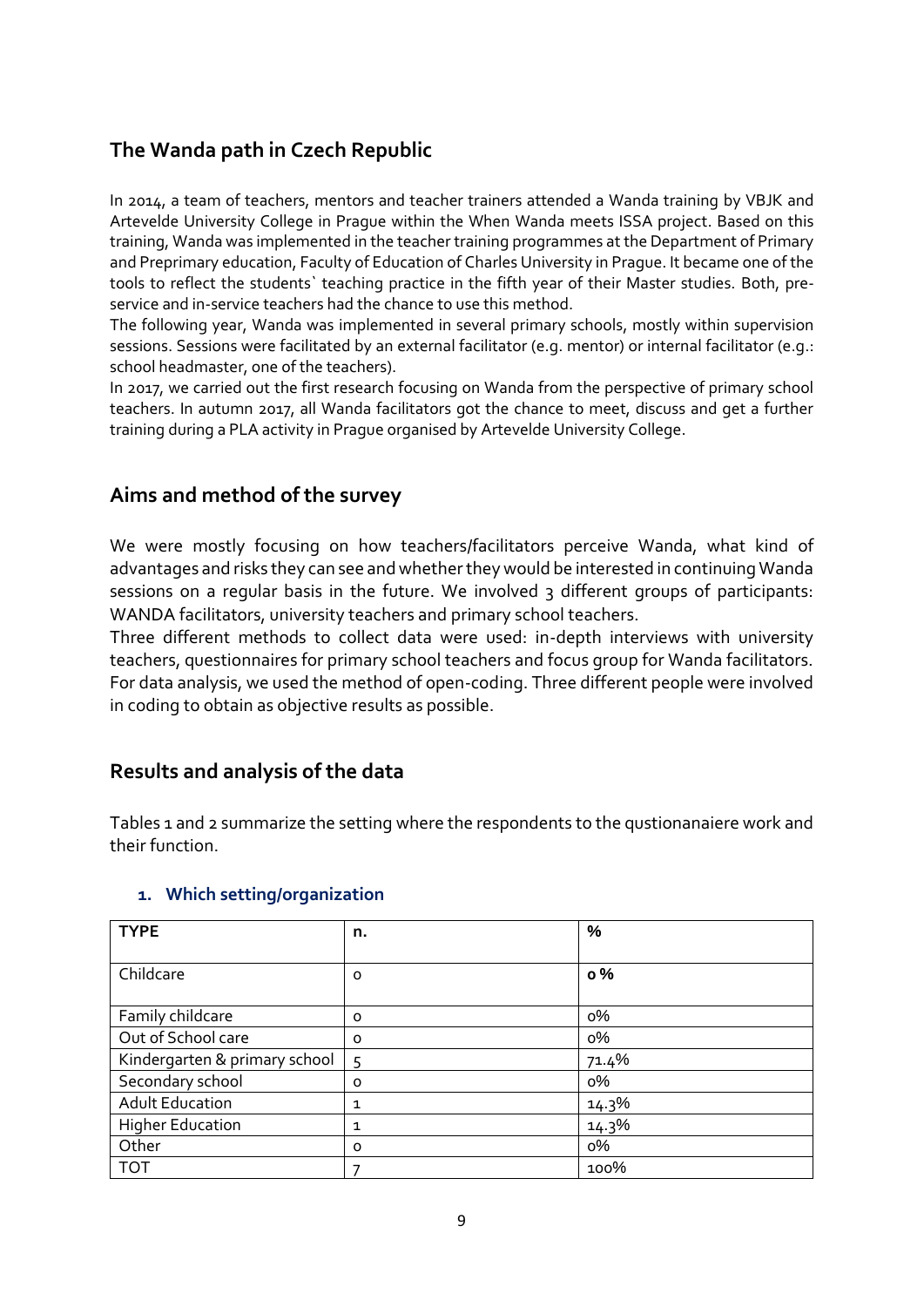## The Wanda path in Czech Republic

In 2014, a team of teachers, mentors and teacher trainers attended a Wanda training by VBJK and Artevelde University College in Prague within the When Wanda meets ISSA project. Based on this training, Wanda was implemented in the teacher training programmes at the Department of Primary and Preprimary education, Faculty of Education of Charles University in Prague. It became one of the tools to reflect the students` teaching practice in the fifth year of their Master studies. Both, pre-service and in-service teachers had the chance to use this method.

The following year, Wanda was implemented in several primary schools, mostly within supervision sessions. Sessions were facilitated by an external facilitator (e.g. mentor) or internal facilitator (e.g.: school headmaster, one of the teachers).

In 2017, we carried out the first research focusing on Wanda from the perspective of primary school teachers. In autumn 2017, all Wanda facilitators got the chance to meet, discuss and get a further training during a PLA activity in Prague organised by Artevelde University College.

## Aims and method of the survey

We were mostly focusing on how teachers/facilitators perceive Wanda, what kind of advantages and risks they can see and whether they would be interested in continuing Wanda sessions on a regular basis in the future. We involved 3 different groups of participants: WANDA facilitators, university teachers and primary school teachers.

Three different methods to collect data were used: in-depth interviews with university teachers, questionnaires for primary school teachers and focus group for Wanda facilitators. For data analysis, we used the method of open-coding. Three different people were involved in coding to obtain as objective results as possible.

## Results and analysis of the data

Tables 1 and 2 summarize the setting where the respondents to the qustionanaiere work and their function.

### 1. Which setting/organization

| TYPE | n. | % |
|---|---|---|
| Childcare | 0 | **0 %** |
| Family childcare | 0 | 0% |
| Out of School care | 0 | 0% |
| Kindergarten & primary school | 5 | 71.4% |
| Secondary school | 0 | 0% |
| Adult Education | 1 | 14.3% |
| Higher Education | 1 | 14.3% |
| Other | 0 | 0% |
| TOT | 7 | 100% |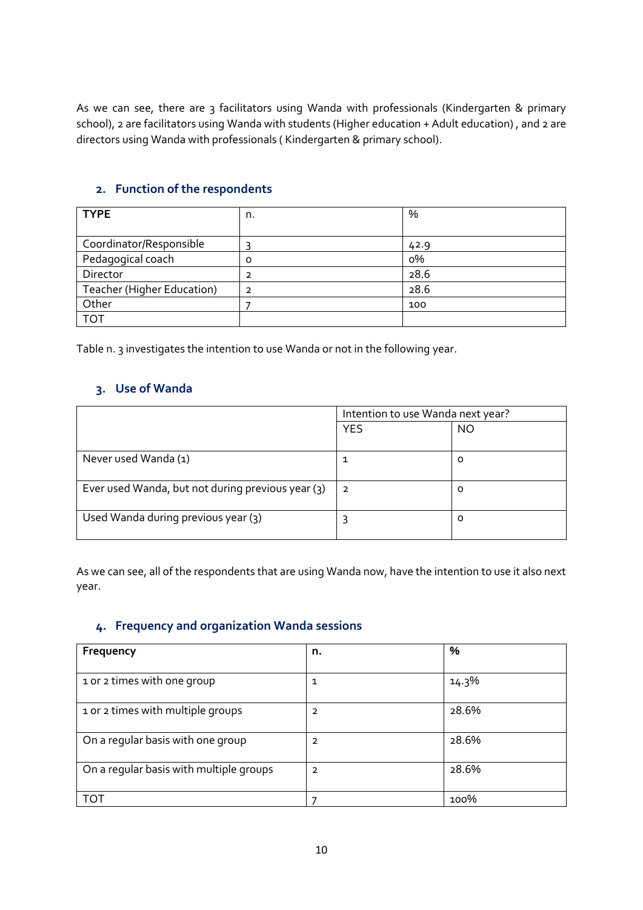As we can see, there are 3 facilitators using Wanda with professionals (Kindergarten & primary school), 2 are facilitators using Wanda with students (Higher education + Adult education) , and 2 are directors using Wanda with professionals ( Kindergarten & primary school).

## 2. Function of the respondents

| TYPE | n. | % |
|---|---|---|
| Coordinator/Responsible | 3 | 42.9 |
| Pedagogical coach | 0 | 0% |
| Director | 2 | 28.6 |
| Teacher (Higher Education) | 2 | 28.6 |
| Other | 7 | 100 |
| TOT | | |

Table n. 3 investigates the intention to use Wanda or not in the following year.

## 3. Use of Wanda

| | Intention to use Wanda next year? | |
|---|---|---|
| | YES | NO |
| Never used Wanda (1) | 1 | 0 |
| Ever used Wanda, but not during previous year (3) | 2 | 0 |
| Used Wanda during previous year (3) | 3 | 0 |

As we can see, all of the respondents that are using Wanda now, have the intention to use it also next year.

## 4. Frequency and organization Wanda sessions

| Frequency | n. | % |
|---|---|---|
| 1 or 2 times with one group | 1 | 14.3% |
| 1 or 2 times with multiple groups | 2 | 28.6% |
| On a regular basis with one group | 2 | 28.6% |
| On a regular basis with multiple groups | 2 | 28.6% |
| TOT | 7 | 100% |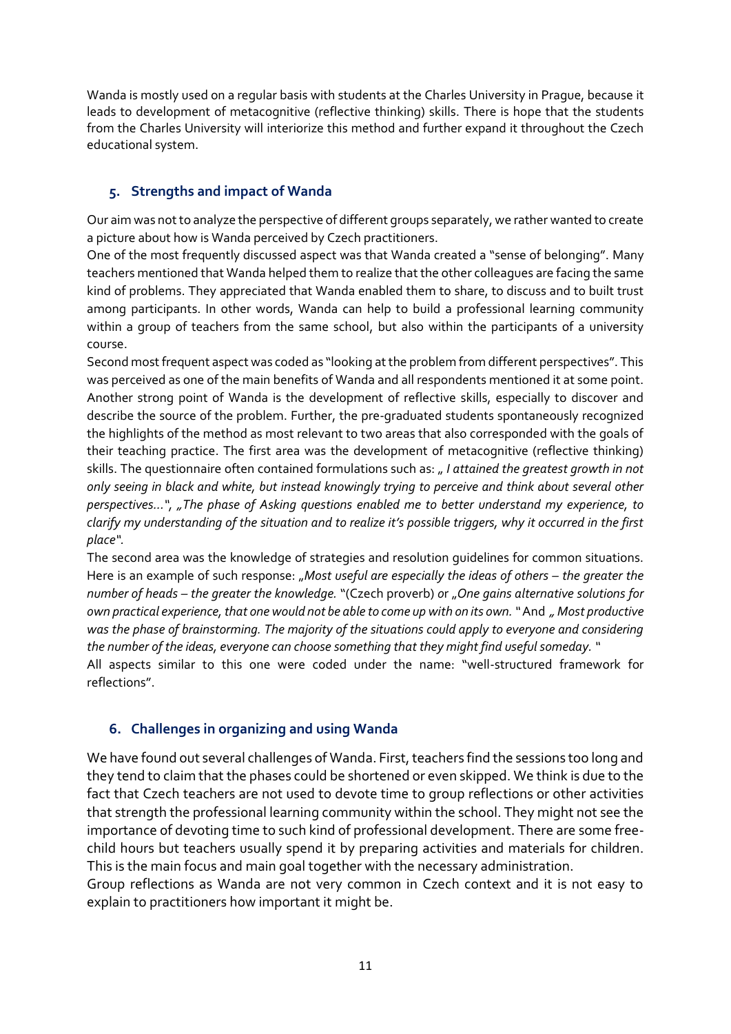Wanda is mostly used on a regular basis with students at the Charles University in Prague, because it leads to development of metacognitive (reflective thinking) skills. There is hope that the students from the Charles University will interiorize this method and further expand it throughout the Czech educational system.

## 5. Strengths and impact of Wanda

Our aim was not to analyze the perspective of different groups separately, we rather wanted to create a picture about how is Wanda perceived by Czech practitioners.

One of the most frequently discussed aspect was that Wanda created a "sense of belonging". Many teachers mentioned that Wanda helped them to realize that the other colleagues are facing the same kind of problems. They appreciated that Wanda enabled them to share, to discuss and to built trust among participants. In other words, Wanda can help to build a professional learning community within a group of teachers from the same school, but also within the participants of a university course.

Second most frequent aspect was coded as "looking at the problem from different perspectives". This was perceived as one of the main benefits of Wanda and all respondents mentioned it at some point. Another strong point of Wanda is the development of reflective skills, especially to discover and describe the source of the problem. Further, the pre-graduated students spontaneously recognized the highlights of the method as most relevant to two areas that also corresponded with the goals of their teaching practice. The first area was the development of metacognitive (reflective thinking) skills. The questionnaire often contained formulations such as: *„ I attained the greatest growth in not only seeing in black and white, but instead knowingly trying to perceive and think about several other perspectives…", „The phase of Asking questions enabled me to better understand my experience, to clarify my understanding of the situation and to realize it's possible triggers, why it occurred in the first place".*

The second area was the knowledge of strategies and resolution guidelines for common situations. Here is an example of such response: *„Most useful are especially the ideas of others – the greater the number of heads – the greater the knowledge.* "(Czech proverb) *or „One gains alternative solutions for own practical experience, that one would not be able to come up with on its own.* " And *„ Most productive was the phase of brainstorming. The majority of the situations could apply to everyone and considering the number of the ideas, everyone can choose something that they might find useful someday.* "

All aspects similar to this one were coded under the name: "well-structured framework for reflections".

## 6. Challenges in organizing and using Wanda

We have found out several challenges of Wanda. First, teachers find the sessions too long and they tend to claim that the phases could be shortened or even skipped. We think is due to the fact that Czech teachers are not used to devote time to group reflections or other activities that strength the professional learning community within the school. They might not see the importance of devoting time to such kind of professional development. There are some free-child hours but teachers usually spend it by preparing activities and materials for children. This is the main focus and main goal together with the necessary administration.

Group reflections as Wanda are not very common in Czech context and it is not easy to explain to practitioners how important it might be.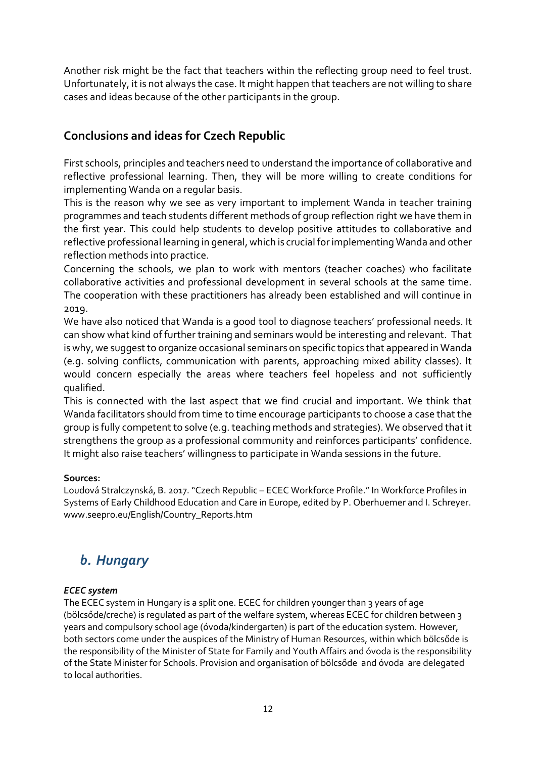Another risk might be the fact that teachers within the reflecting group need to feel trust. Unfortunately, it is not always the case. It might happen that teachers are not willing to share cases and ideas because of the other participants in the group.

## Conclusions and ideas for Czech Republic

First schools, principles and teachers need to understand the importance of collaborative and reflective professional learning. Then, they will be more willing to create conditions for implementing Wanda on a regular basis.
This is the reason why we see as very important to implement Wanda in teacher training programmes and teach students different methods of group reflection right we have them in the first year. This could help students to develop positive attitudes to collaborative and reflective professional learning in general, which is crucial for implementing Wanda and other reflection methods into practice.
Concerning the schools, we plan to work with mentors (teacher coaches) who facilitate collaborative activities and professional development in several schools at the same time. The cooperation with these practitioners has already been established and will continue in 2019.
We have also noticed that Wanda is a good tool to diagnose teachers' professional needs. It can show what kind of further training and seminars would be interesting and relevant. That is why, we suggest to organize occasional seminars on specific topics that appeared in Wanda (e.g. solving conflicts, communication with parents, approaching mixed ability classes). It would concern especially the areas where teachers feel hopeless and not sufficiently qualified.
This is connected with the last aspect that we find crucial and important. We think that Wanda facilitators should from time to time encourage participants to choose a case that the group is fully competent to solve (e.g. teaching methods and strategies). We observed that it strengthens the group as a professional community and reinforces participants' confidence. It might also raise teachers' willingness to participate in Wanda sessions in the future.

**Sources:**
Loudová Stralczynská, B. 2017. "Czech Republic – ECEC Workforce Profile." In Workforce Profiles in Systems of Early Childhood Education and Care in Europe, edited by P. Oberhuemer and I. Schreyer. www.seepro.eu/English/Country_Reports.htm

## *b. Hungary*

***ECEC system***
The ECEC system in Hungary is a split one. ECEC for children younger than 3 years of age (bölcsőde/creche) is regulated as part of the welfare system, whereas ECEC for children between 3 years and compulsory school age (óvoda/kindergarten) is part of the education system. However, both sectors come under the auspices of the Ministry of Human Resources, within which bölcsőde is the responsibility of the Minister of State for Family and Youth Affairs and óvoda is the responsibility of the State Minister for Schools. Provision and organisation of bölcsőde and óvoda are delegated to local authorities.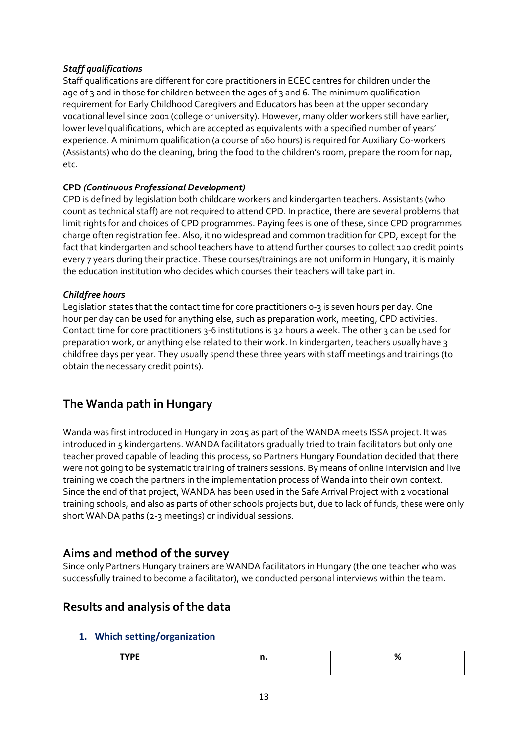### *Staff qualifications*

Staff qualifications are different for core practitioners in ECEC centres for children under the age of 3 and in those for children between the ages of 3 and 6. The minimum qualification requirement for Early Childhood Caregivers and Educators has been at the upper secondary vocational level since 2001 (college or university). However, many older workers still have earlier, lower level qualifications, which are accepted as equivalents with a specified number of years' experience. A minimum qualification (a course of 160 hours) is required for Auxiliary Co-workers (Assistants) who do the cleaning, bring the food to the children's room, prepare the room for nap, etc.

### **CPD** *(Continuous Professional Development)*

CPD is defined by legislation both childcare workers and kindergarten teachers. Assistants (who count as technical staff) are not required to attend CPD. In practice, there are several problems that limit rights for and choices of CPD programmes. Paying fees is one of these, since CPD programmes charge often registration fee. Also, it no widespread and common tradition for CPD, except for the fact that kindergarten and school teachers have to attend further courses to collect 120 credit points every 7 years during their practice. These courses/trainings are not uniform in Hungary, it is mainly the education institution who decides which courses their teachers will take part in.

### *Childfree hours*

Legislation states that the contact time for core practitioners 0-3 is seven hours per day. One hour per day can be used for anything else, such as preparation work, meeting, CPD activities. Contact time for core practitioners 3-6 institutions is 32 hours a week. The other 3 can be used for preparation work, or anything else related to their work. In kindergarten, teachers usually have 3 childfree days per year. They usually spend these three years with staff meetings and trainings (to obtain the necessary credit points).

## The Wanda path in Hungary

Wanda was first introduced in Hungary in 2015 as part of the WANDA meets ISSA project. It was introduced in 5 kindergartens. WANDA facilitators gradually tried to train facilitators but only one teacher proved capable of leading this process, so Partners Hungary Foundation decided that there were not going to be systematic training of trainers sessions. By means of online intervision and live training we coach the partners in the implementation process of Wanda into their own context. Since the end of that project, WANDA has been used in the Safe Arrival Project with 2 vocational training schools, and also as parts of other schools projects but, due to lack of funds, these were only short WANDA paths (2-3 meetings) or individual sessions.

## Aims and method of the survey

Since only Partners Hungary trainers are WANDA facilitators in Hungary (the one teacher who was successfully trained to become a facilitator), we conducted personal interviews within the team.

## Results and analysis of the data

### 1. Which setting/organization

| TYPE | n. | % |
|---|---|---|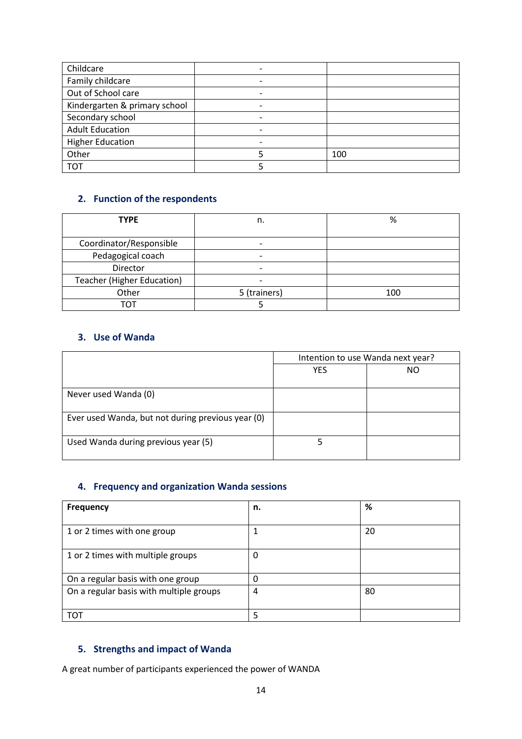| Childcare | - | |
|---|---|---|
| Family childcare | - | |
| Out of School care | - | |
| Kindergarten & primary school | - | |
| Secondary school | - | |
| Adult Education | - | |
| Higher Education | - | |
| Other | 5 | 100 |
| TOT | 5 | |

## 2. Function of the respondents

| TYPE | n. | % |
|---|---|---|
| Coordinator/Responsible | - | |
| Pedagogical coach | - | |
| Director | - | |
| Teacher (Higher Education) | - | |
| Other | 5 (trainers) | 100 |
| TOT | 5 | |

## 3. Use of Wanda

| | Intention to use Wanda next year? | |
|---|---|---|
| | YES | NO |
| Never used Wanda (0) | | |
| Ever used Wanda, but not during previous year (0) | | |
| Used Wanda during previous year (5) | 5 | |

## 4. Frequency and organization Wanda sessions

| Frequency | n. | % |
|---|---|---|
| 1 or 2 times with one group | 1 | 20 |
| 1 or 2 times with multiple groups | 0 | |
| On a regular basis with one group | 0 | |
| On a regular basis with multiple groups | 4 | 80 |
| TOT | 5 | |

## 5. Strengths and impact of Wanda

A great number of participants experienced the power of WANDA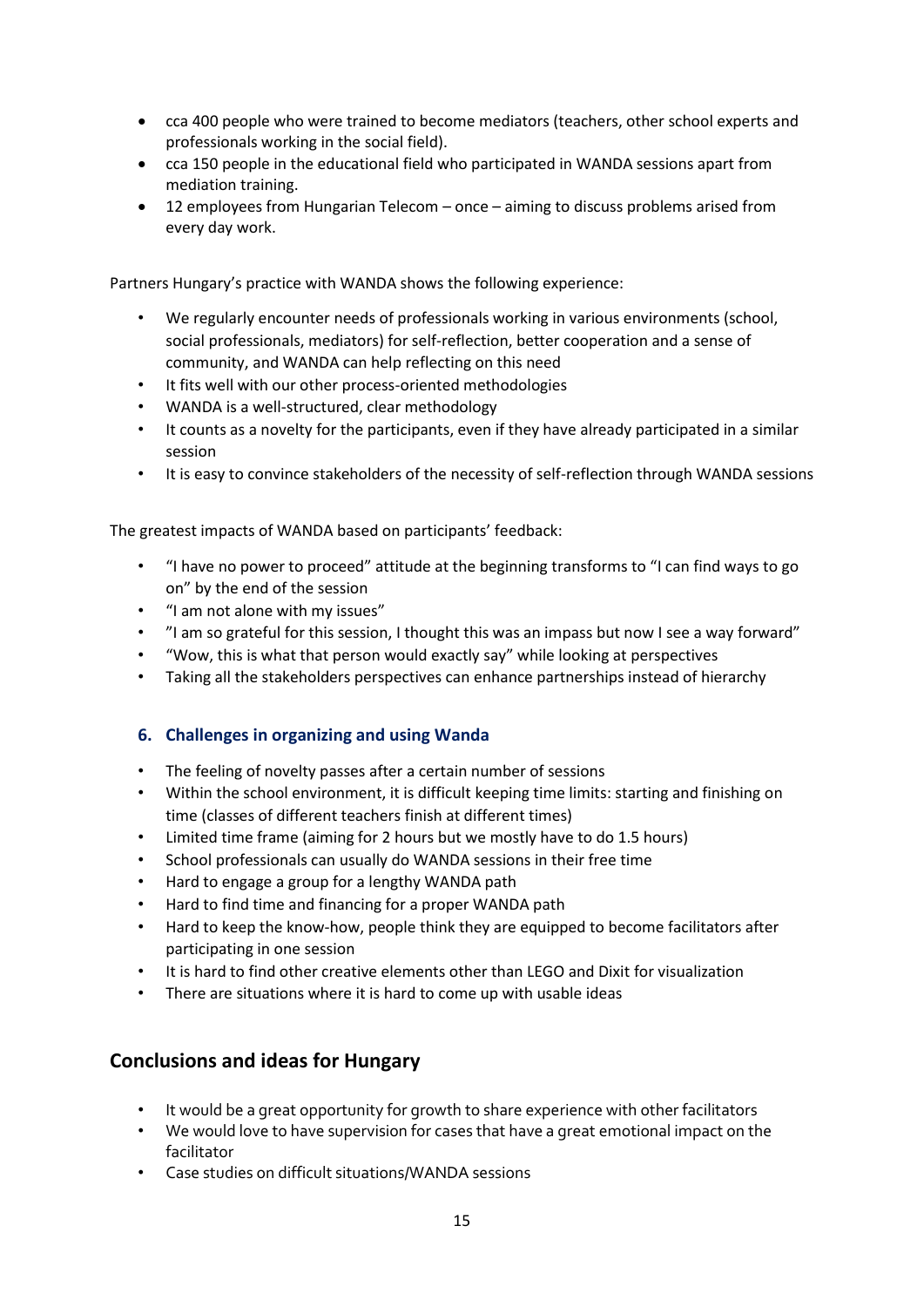- cca 400 people who were trained to become mediators (teachers, other school experts and professionals working in the social field).
- cca 150 people in the educational field who participated in WANDA sessions apart from mediation training.
- 12 employees from Hungarian Telecom – once – aiming to discuss problems arised from every day work.

Partners Hungary's practice with WANDA shows the following experience:

- We regularly encounter needs of professionals working in various environments (school, social professionals, mediators) for self-reflection, better cooperation and a sense of community, and WANDA can help reflecting on this need
- It fits well with our other process-oriented methodologies
- WANDA is a well-structured, clear methodology
- It counts as a novelty for the participants, even if they have already participated in a similar session
- It is easy to convince stakeholders of the necessity of self-reflection through WANDA sessions

The greatest impacts of WANDA based on participants' feedback:

- "I have no power to proceed" attitude at the beginning transforms to "I can find ways to go on" by the end of the session
- "I am not alone with my issues"
- "I am so grateful for this session, I thought this was an impass but now I see a way forward"
- "Wow, this is what that person would exactly say" while looking at perspectives
- Taking all the stakeholders perspectives can enhance partnerships instead of hierarchy

### 6. Challenges in organizing and using Wanda

- The feeling of novelty passes after a certain number of sessions
- Within the school environment, it is difficult keeping time limits: starting and finishing on time (classes of different teachers finish at different times)
- Limited time frame (aiming for 2 hours but we mostly have to do 1.5 hours)
- School professionals can usually do WANDA sessions in their free time
- Hard to engage a group for a lengthy WANDA path
- Hard to find time and financing for a proper WANDA path
- Hard to keep the know-how, people think they are equipped to become facilitators after participating in one session
- It is hard to find other creative elements other than LEGO and Dixit for visualization
- There are situations where it is hard to come up with usable ideas

## Conclusions and ideas for Hungary

- It would be a great opportunity for growth to share experience with other facilitators
- We would love to have supervision for cases that have a great emotional impact on the facilitator
- Case studies on difficult situations/WANDA sessions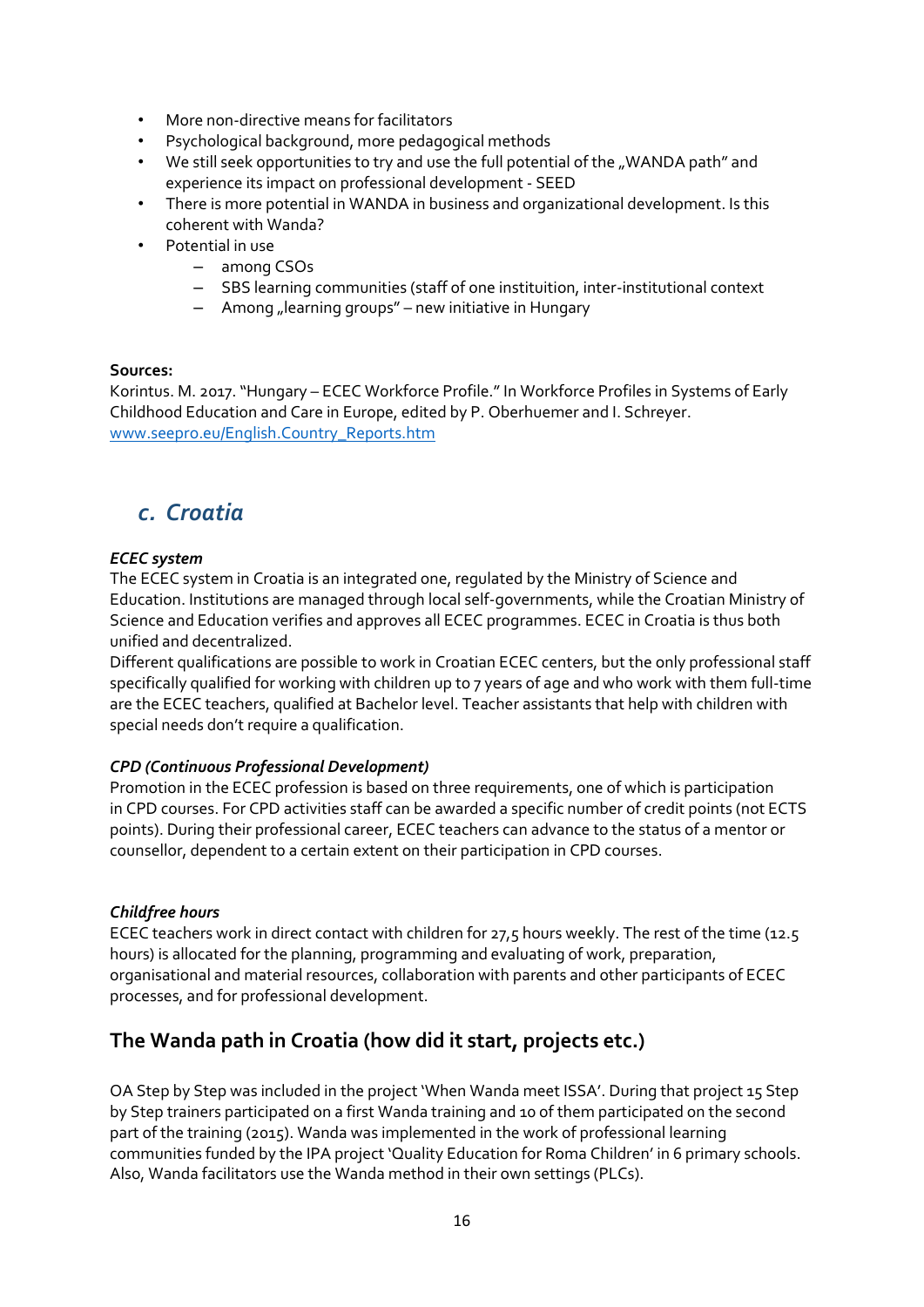- More non-directive means for facilitators
- Psychological background, more pedagogical methods
- We still seek opportunities to try and use the full potential of the „WANDA path" and experience its impact on professional development - SEED
- There is more potential in WANDA in business and organizational development. Is this coherent with Wanda?
- Potential in use
  - among CSOs
  - SBS learning communities (staff of one instituition, inter-institutional context
  - Among „learning groups" – new initiative in Hungary

**Sources:**
Korintus. M. 2017. "Hungary – ECEC Workforce Profile." In Workforce Profiles in Systems of Early Childhood Education and Care in Europe, edited by P. Oberhuemer and I. Schreyer. www.seepro.eu/English.Country_Reports.htm

## *c. Croatia*

***ECEC system***

The ECEC system in Croatia is an integrated one, regulated by the Ministry of Science and Education. Institutions are managed through local self-governments, while the Croatian Ministry of Science and Education verifies and approves all ECEC programmes. ECEC in Croatia is thus both unified and decentralized.

Different qualifications are possible to work in Croatian ECEC centers, but the only professional staff specifically qualified for working with children up to 7 years of age and who work with them full-time are the ECEC teachers, qualified at Bachelor level. Teacher assistants that help with children with special needs don't require a qualification.

***CPD (Continuous Professional Development)***

Promotion in the ECEC profession is based on three requirements, one of which is participation in CPD courses. For CPD activities staff can be awarded a specific number of credit points (not ECTS points). During their professional career, ECEC teachers can advance to the status of a mentor or counsellor, dependent to a certain extent on their participation in CPD courses.

***Childfree hours***

ECEC teachers work in direct contact with children for 27,5 hours weekly. The rest of the time (12.5 hours) is allocated for the planning, programming and evaluating of work, preparation, organisational and material resources, collaboration with parents and other participants of ECEC processes, and for professional development.

### The Wanda path in Croatia (how did it start, projects etc.)

OA Step by Step was included in the project 'When Wanda meet ISSA'. During that project 15 Step by Step trainers participated on a first Wanda training and 10 of them participated on the second part of the training (2015). Wanda was implemented in the work of professional learning communities funded by the IPA project 'Quality Education for Roma Children' in 6 primary schools. Also, Wanda facilitators use the Wanda method in their own settings (PLCs).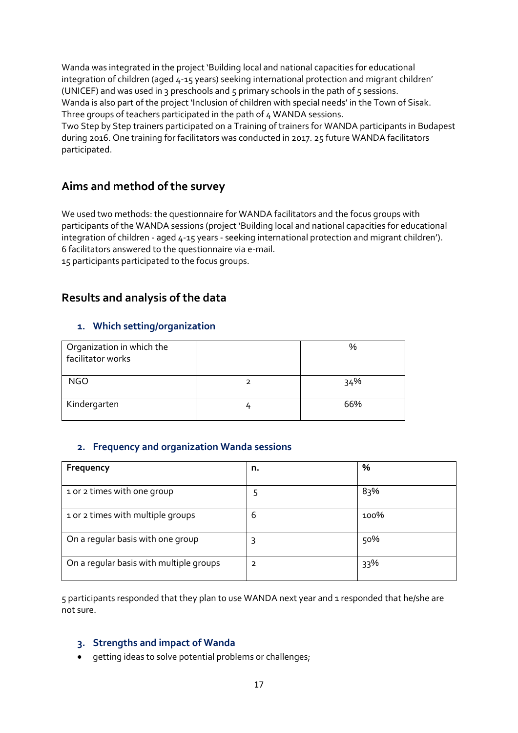Wanda was integrated in the project 'Building local and national capacities for educational integration of children (aged 4-15 years) seeking international protection and migrant children' (UNICEF) and was used in 3 preschools and 5 primary schools in the path of 5 sessions.
Wanda is also part of the project 'Inclusion of children with special needs' in the Town of Sisak. Three groups of teachers participated in the path of 4 WANDA sessions.
Two Step by Step trainers participated on a Training of trainers for WANDA participants in Budapest during 2016. One training for facilitators was conducted in 2017. 25 future WANDA facilitators participated.

## Aims and method of the survey

We used two methods: the questionnaire for WANDA facilitators and the focus groups with participants of the WANDA sessions (project 'Building local and national capacities for educational integration of children - aged 4-15 years - seeking international protection and migrant children').
6 facilitators answered to the questionnaire via e-mail.
15 participants participated to the focus groups.

## Results and analysis of the data

### 1. Which setting/organization

| Organization in which the facilitator works | | % |
|---|---|---|
| NGO | 2 | 34% |
| Kindergarten | 4 | 66% |

### 2. Frequency and organization Wanda sessions

| **Frequency** | **n.** | **%** |
|---|---|---|
| 1 or 2 times with one group | 5 | 83% |
| 1 or 2 times with multiple groups | 6 | 100% |
| On a regular basis with one group | 3 | 50% |
| On a regular basis with multiple groups | 2 | 33% |

5 participants responded that they plan to use WANDA next year and 1 responded that he/she are not sure.

### 3. Strengths and impact of Wanda

- getting ideas to solve potential problems or challenges;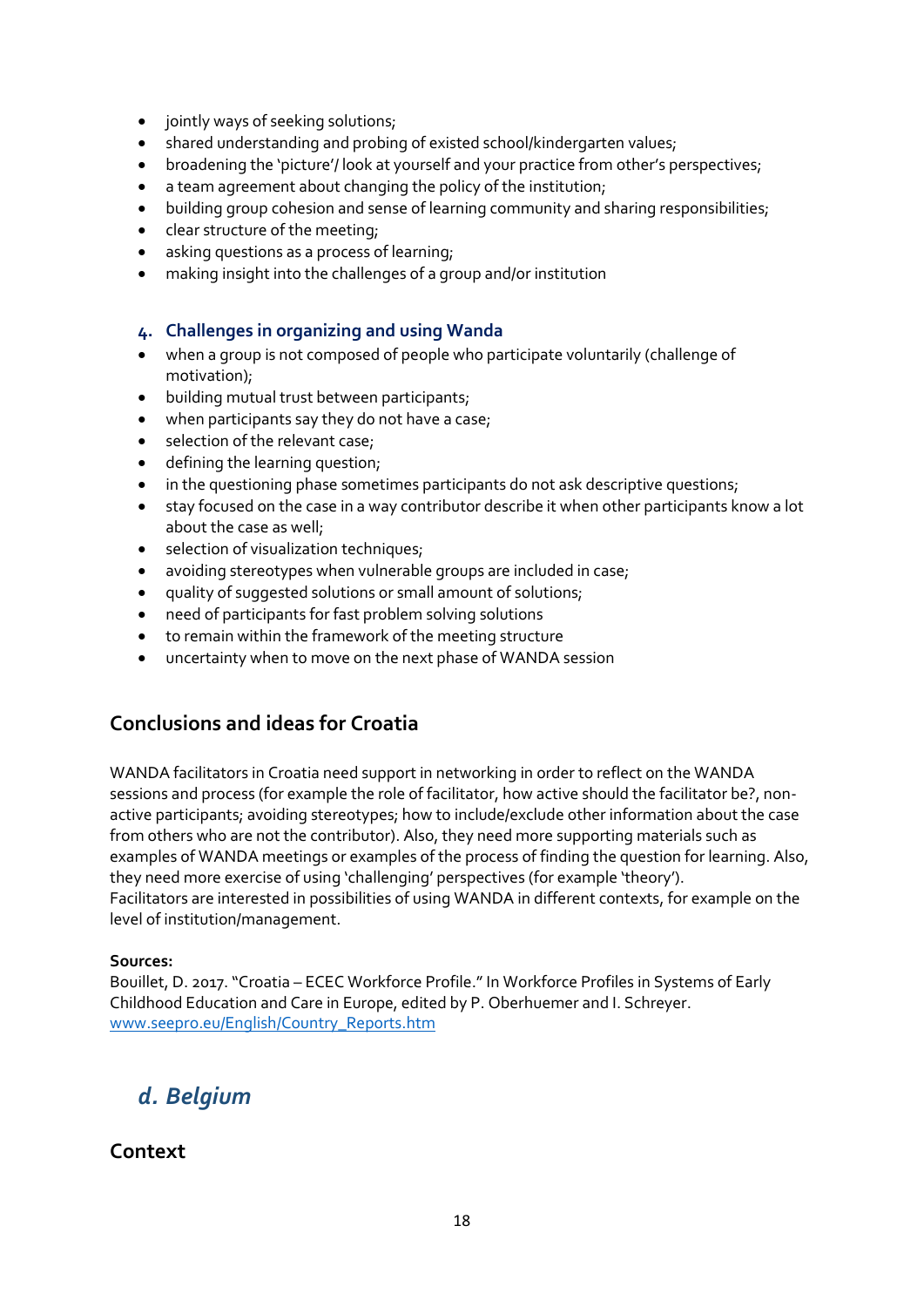- jointly ways of seeking solutions;
- shared understanding and probing of existed school/kindergarten values;
- broadening the 'picture'/ look at yourself and your practice from other's perspectives;
- a team agreement about changing the policy of the institution;
- building group cohesion and sense of learning community and sharing responsibilities;
- clear structure of the meeting;
- asking questions as a process of learning;
- making insight into the challenges of a group and/or institution

### 4. Challenges in organizing and using Wanda

- when a group is not composed of people who participate voluntarily (challenge of motivation);
- building mutual trust between participants;
- when participants say they do not have a case;
- selection of the relevant case;
- defining the learning question;
- in the questioning phase sometimes participants do not ask descriptive questions;
- stay focused on the case in a way contributor describe it when other participants know a lot about the case as well;
- selection of visualization techniques;
- avoiding stereotypes when vulnerable groups are included in case;
- quality of suggested solutions or small amount of solutions;
- need of participants for fast problem solving solutions
- to remain within the framework of the meeting structure
- uncertainty when to move on the next phase of WANDA session

## Conclusions and ideas for Croatia

WANDA facilitators in Croatia need support in networking in order to reflect on the WANDA sessions and process (for example the role of facilitator, how active should the facilitator be?, non-active participants; avoiding stereotypes; how to include/exclude other information about the case from others who are not the contributor). Also, they need more supporting materials such as examples of WANDA meetings or examples of the process of finding the question for learning. Also, they need more exercise of using 'challenging' perspectives (for example 'theory').
Facilitators are interested in possibilities of using WANDA in different contexts, for example on the level of institution/management.

**Sources:**
Bouillet, D. 2017. "Croatia – ECEC Workforce Profile." In Workforce Profiles in Systems of Early Childhood Education and Care in Europe, edited by P. Oberhuemer and I. Schreyer. www.seepro.eu/English/Country_Reports.htm

# *d. Belgium*

## Context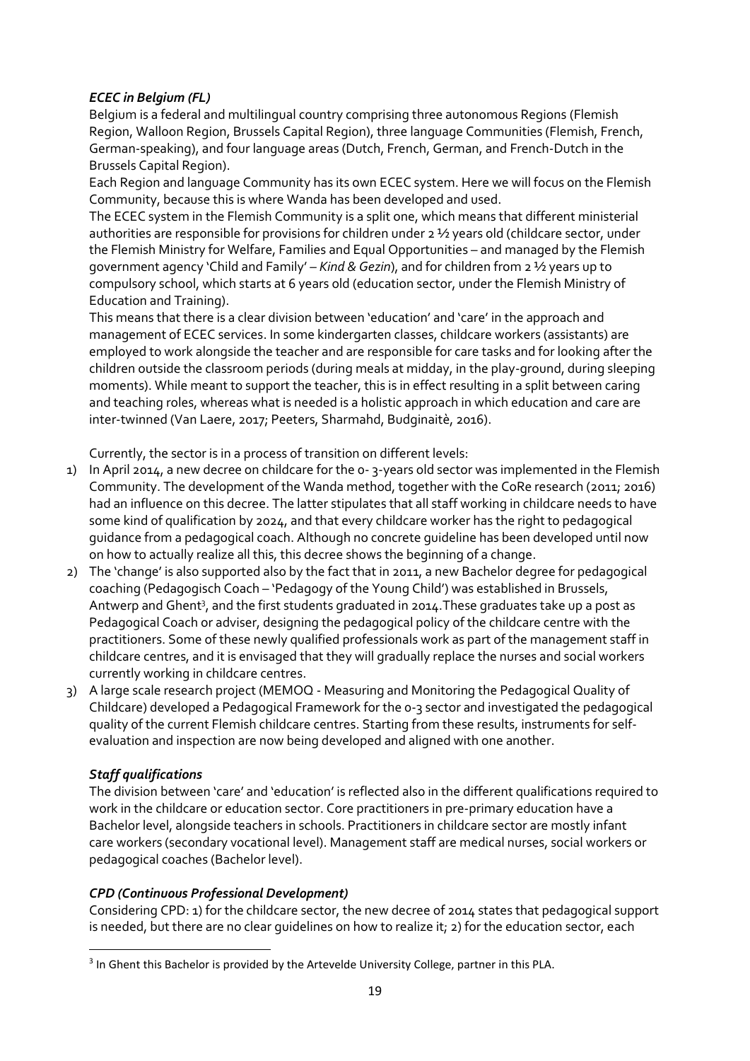### *ECEC in Belgium (FL)*

Belgium is a federal and multilingual country comprising three autonomous Regions (Flemish Region, Walloon Region, Brussels Capital Region), three language Communities (Flemish, French, German-speaking), and four language areas (Dutch, French, German, and French-Dutch in the Brussels Capital Region).

Each Region and language Community has its own ECEC system. Here we will focus on the Flemish Community, because this is where Wanda has been developed and used.

The ECEC system in the Flemish Community is a split one, which means that different ministerial authorities are responsible for provisions for children under 2 ½ years old (childcare sector, under the Flemish Ministry for Welfare, Families and Equal Opportunities – and managed by the Flemish government agency 'Child and Family' – *Kind & Gezin*), and for children from 2 ½ years up to compulsory school, which starts at 6 years old (education sector, under the Flemish Ministry of Education and Training).

This means that there is a clear division between 'education' and 'care' in the approach and management of ECEC services. In some kindergarten classes, childcare workers (assistants) are employed to work alongside the teacher and are responsible for care tasks and for looking after the children outside the classroom periods (during meals at midday, in the play-ground, during sleeping moments). While meant to support the teacher, this is in effect resulting in a split between caring and teaching roles, whereas what is needed is a holistic approach in which education and care are inter-twinned (Van Laere, 2017; Peeters, Sharmahd, Budginaitè, 2016).

Currently, the sector is in a process of transition on different levels:

1) In April 2014, a new decree on childcare for the 0- 3-years old sector was implemented in the Flemish Community. The development of the Wanda method, together with the CoRe research (2011; 2016) had an influence on this decree. The latter stipulates that all staff working in childcare needs to have some kind of qualification by 2024, and that every childcare worker has the right to pedagogical guidance from a pedagogical coach. Although no concrete guideline has been developed until now on how to actually realize all this, this decree shows the beginning of a change.
2) The 'change' is also supported also by the fact that in 2011, a new Bachelor degree for pedagogical coaching (Pedagogisch Coach – 'Pedagogy of the Young Child') was established in Brussels, Antwerp and Ghent[3], and the first students graduated in 2014. These graduates take up a post as Pedagogical Coach or adviser, designing the pedagogical policy of the childcare centre with the practitioners. Some of these newly qualified professionals work as part of the management staff in childcare centres, and it is envisaged that they will gradually replace the nurses and social workers currently working in childcare centres.
3) A large scale research project (MEMOQ - Measuring and Monitoring the Pedagogical Quality of Childcare) developed a Pedagogical Framework for the 0-3 sector and investigated the pedagogical quality of the current Flemish childcare centres. Starting from these results, instruments for self-evaluation and inspection are now being developed and aligned with one another.

### *Staff qualifications*

The division between 'care' and 'education' is reflected also in the different qualifications required to work in the childcare or education sector. Core practitioners in pre-primary education have a Bachelor level, alongside teachers in schools. Practitioners in childcare sector are mostly infant care workers (secondary vocational level). Management staff are medical nurses, social workers or pedagogical coaches (Bachelor level).

### *CPD (Continuous Professional Development)*

Considering CPD: 1) for the childcare sector, the new decree of 2014 states that pedagogical support is needed, but there are no clear guidelines on how to realize it; 2) for the education sector, each

---

[3] In Ghent this Bachelor is provided by the Artevelde University College, partner in this PLA.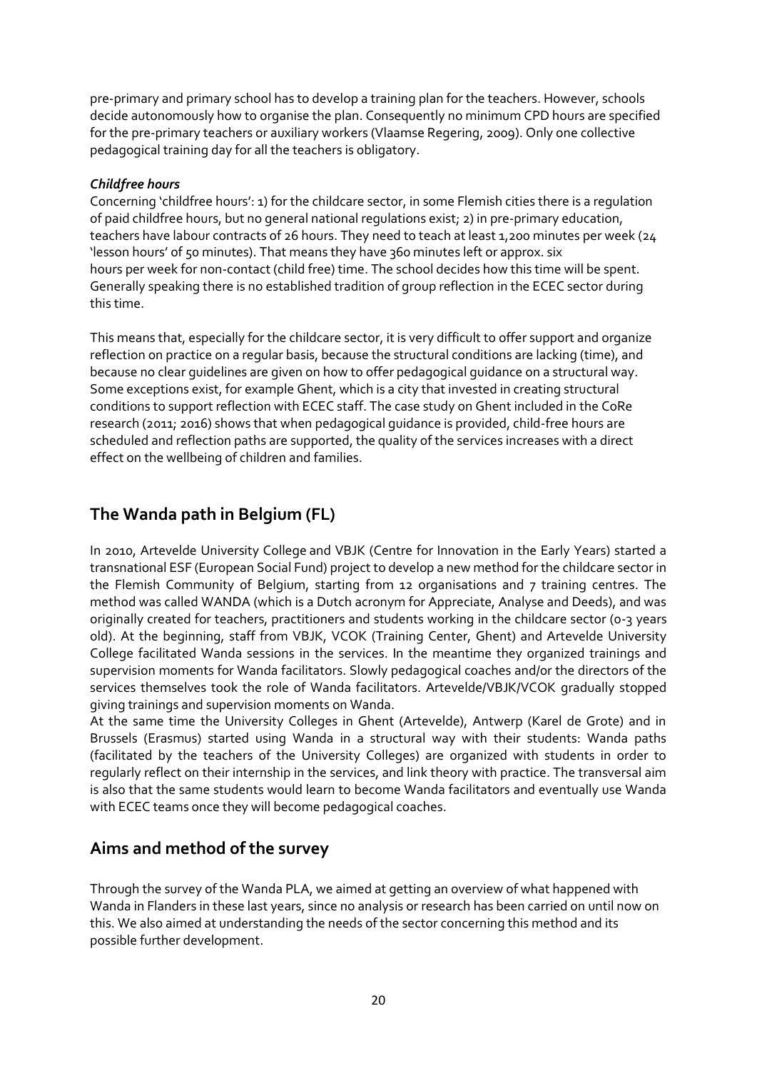pre-primary and primary school has to develop a training plan for the teachers. However, schools decide autonomously how to organise the plan. Consequently no minimum CPD hours are specified for the pre-primary teachers or auxiliary workers (Vlaamse Regering, 2009). Only one collective pedagogical training day for all the teachers is obligatory.

***Childfree hours***

Concerning 'childfree hours': 1) for the childcare sector, in some Flemish cities there is a regulation of paid childfree hours, but no general national regulations exist; 2) in pre-primary education, teachers have labour contracts of 26 hours. They need to teach at least 1,200 minutes per week (24 'lesson hours' of 50 minutes). That means they have 360 minutes left or approx. six hours per week for non-contact (child free) time. The school decides how this time will be spent. Generally speaking there is no established tradition of group reflection in the ECEC sector during this time.

This means that, especially for the childcare sector, it is very difficult to offer support and organize reflection on practice on a regular basis, because the structural conditions are lacking (time), and because no clear guidelines are given on how to offer pedagogical guidance on a structural way. Some exceptions exist, for example Ghent, which is a city that invested in creating structural conditions to support reflection with ECEC staff. The case study on Ghent included in the CoRe research (2011; 2016) shows that when pedagogical guidance is provided, child-free hours are scheduled and reflection paths are supported, the quality of the services increases with a direct effect on the wellbeing of children and families.

## The Wanda path in Belgium (FL)

In 2010, Artevelde University College and VBJK (Centre for Innovation in the Early Years) started a transnational ESF (European Social Fund) project to develop a new method for the childcare sector in the Flemish Community of Belgium, starting from 12 organisations and 7 training centres. The method was called WANDA (which is a Dutch acronym for Appreciate, Analyse and Deeds), and was originally created for teachers, practitioners and students working in the childcare sector (0-3 years old). At the beginning, staff from VBJK, VCOK (Training Center, Ghent) and Artevelde University College facilitated Wanda sessions in the services. In the meantime they organized trainings and supervision moments for Wanda facilitators. Slowly pedagogical coaches and/or the directors of the services themselves took the role of Wanda facilitators. Artevelde/VBJK/VCOK gradually stopped giving trainings and supervision moments on Wanda.

At the same time the University Colleges in Ghent (Artevelde), Antwerp (Karel de Grote) and in Brussels (Erasmus) started using Wanda in a structural way with their students: Wanda paths (facilitated by the teachers of the University Colleges) are organized with students in order to regularly reflect on their internship in the services, and link theory with practice. The transversal aim is also that the same students would learn to become Wanda facilitators and eventually use Wanda with ECEC teams once they will become pedagogical coaches.

## Aims and method of the survey

Through the survey of the Wanda PLA, we aimed at getting an overview of what happened with Wanda in Flanders in these last years, since no analysis or research has been carried on until now on this. We also aimed at understanding the needs of the sector concerning this method and its possible further development.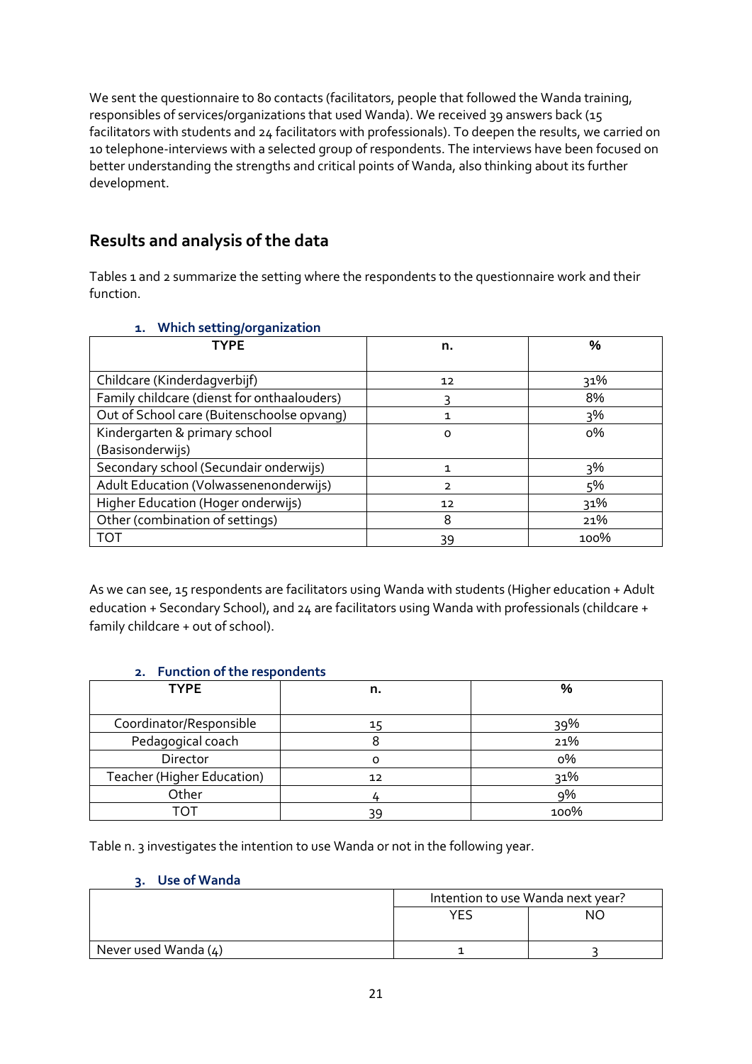We sent the questionnaire to 80 contacts (facilitators, people that followed the Wanda training, responsibles of services/organizations that used Wanda). We received 39 answers back (15 facilitators with students and 24 facilitators with professionals). To deepen the results, we carried on 10 telephone-interviews with a selected group of respondents. The interviews have been focused on better understanding the strengths and critical points of Wanda, also thinking about its further development.

## Results and analysis of the data

Tables 1 and 2 summarize the setting where the respondents to the questionnaire work and their function.

### 1. Which setting/organization

| TYPE | n. | % |
|---|---|---|
| Childcare (Kinderdagverbijf) | 12 | 31% |
| Family childcare (dienst for onthaalouders) | 3 | 8% |
| Out of School care (Buitenschoolse opvang) | 1 | 3% |
| Kindergarten & primary school (Basisonderwijs) | 0 | 0% |
| Secondary school (Secundair onderwijs) | 1 | 3% |
| Adult Education (Volwassenenonderwijs) | 2 | 5% |
| Higher Education (Hoger onderwijs) | 12 | 31% |
| Other (combination of settings) | 8 | 21% |
| TOT | 39 | 100% |

As we can see, 15 respondents are facilitators using Wanda with students (Higher education + Adult education + Secondary School), and 24 are facilitators using Wanda with professionals (childcare + family childcare + out of school).

### 2. Function of the respondents

| TYPE | n. | % |
|---|---|---|
| Coordinator/Responsible | 15 | 39% |
| Pedagogical coach | 8 | 21% |
| Director | 0 | 0% |
| Teacher (Higher Education) | 12 | 31% |
| Other | 4 | 9% |
| TOT | 39 | 100% |

Table n. 3 investigates the intention to use Wanda or not in the following year.

### 3. Use of Wanda

| | Intention to use Wanda next year? | |
|---|---|---|
| | YES | NO |
| Never used Wanda (4) | 1 | 3 |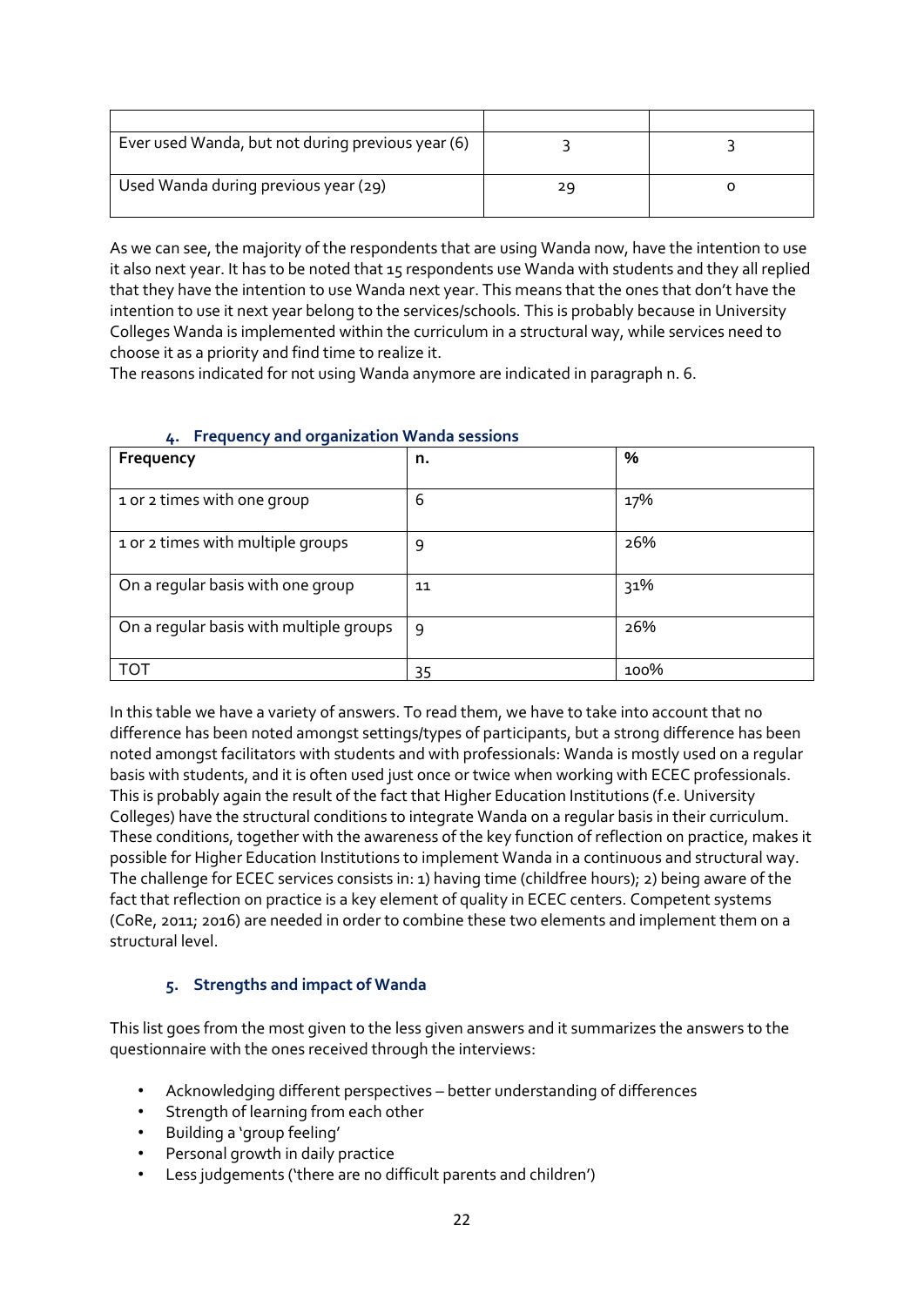| | | |
|---|---|---|
| Ever used Wanda, but not during previous year (6) | 3 | 3 |
| Used Wanda during previous year (29) | 29 | 0 |

As we can see, the majority of the respondents that are using Wanda now, have the intention to use it also next year. It has to be noted that 15 respondents use Wanda with students and they all replied that they have the intention to use Wanda next year. This means that the ones that don't have the intention to use it next year belong to the services/schools. This is probably because in University Colleges Wanda is implemented within the curriculum in a structural way, while services need to choose it as a priority and find time to realize it.
The reasons indicated for not using Wanda anymore are indicated in paragraph n. 6.

## 4. Frequency and organization Wanda sessions

| Frequency | n. | % |
|---|---|---|
| 1 or 2 times with one group | 6 | 17% |
| 1 or 2 times with multiple groups | 9 | 26% |
| On a regular basis with one group | 11 | 31% |
| On a regular basis with multiple groups | 9 | 26% |
| TOT | 35 | 100% |

In this table we have a variety of answers. To read them, we have to take into account that no difference has been noted amongst settings/types of participants, but a strong difference has been noted amongst facilitators with students and with professionals: Wanda is mostly used on a regular basis with students, and it is often used just once or twice when working with ECEC professionals. This is probably again the result of the fact that Higher Education Institutions (f.e. University Colleges) have the structural conditions to integrate Wanda on a regular basis in their curriculum. These conditions, together with the awareness of the key function of reflection on practice, makes it possible for Higher Education Institutions to implement Wanda in a continuous and structural way. The challenge for ECEC services consists in: 1) having time (childfree hours); 2) being aware of the fact that reflection on practice is a key element of quality in ECEC centers. Competent systems (CoRe, 2011; 2016) are needed in order to combine these two elements and implement them on a structural level.

## 5. Strengths and impact of Wanda

This list goes from the most given to the less given answers and it summarizes the answers to the questionnaire with the ones received through the interviews:

- Acknowledging different perspectives – better understanding of differences
- Strength of learning from each other
- Building a 'group feeling'
- Personal growth in daily practice
- Less judgements ('there are no difficult parents and children')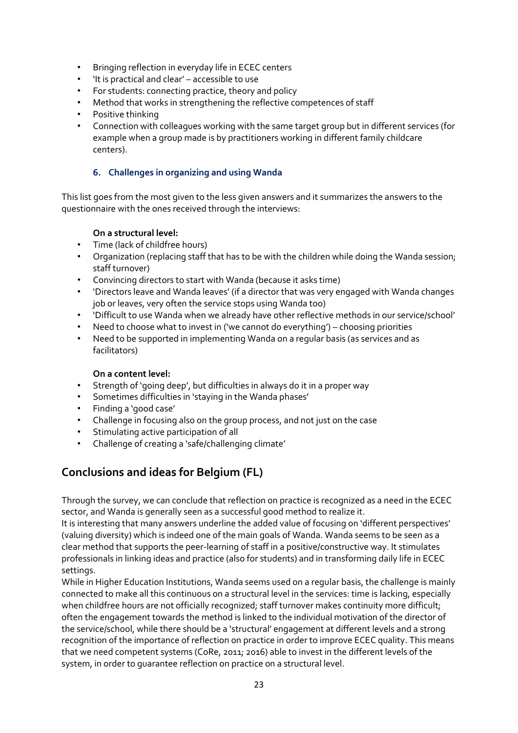- Bringing reflection in everyday life in ECEC centers
- 'It is practical and clear' – accessible to use
- For students: connecting practice, theory and policy
- Method that works in strengthening the reflective competences of staff
- Positive thinking
- Connection with colleagues working with the same target group but in different services (for example when a group made is by practitioners working in different family childcare centers).

### 6. Challenges in organizing and using Wanda

This list goes from the most given to the less given answers and it summarizes the answers to the questionnaire with the ones received through the interviews:

**On a structural level:**

- Time (lack of childfree hours)
- Organization (replacing staff that has to be with the children while doing the Wanda session; staff turnover)
- Convincing directors to start with Wanda (because it asks time)
- 'Directors leave and Wanda leaves' (if a director that was very engaged with Wanda changes job or leaves, very often the service stops using Wanda too)
- 'Difficult to use Wanda when we already have other reflective methods in our service/school'
- Need to choose what to invest in ('we cannot do everything') – choosing priorities
- Need to be supported in implementing Wanda on a regular basis (as services and as facilitators)

**On a content level:**

- Strength of 'going deep', but difficulties in always do it in a proper way
- Sometimes difficulties in 'staying in the Wanda phases'
- Finding a 'good case'
- Challenge in focusing also on the group process, and not just on the case
- Stimulating active participation of all
- Challenge of creating a 'safe/challenging climate'

## Conclusions and ideas for Belgium (FL)

Through the survey, we can conclude that reflection on practice is recognized as a need in the ECEC sector, and Wanda is generally seen as a successful good method to realize it.
It is interesting that many answers underline the added value of focusing on 'different perspectives' (valuing diversity) which is indeed one of the main goals of Wanda. Wanda seems to be seen as a clear method that supports the peer-learning of staff in a positive/constructive way. It stimulates professionals in linking ideas and practice (also for students) and in transforming daily life in ECEC settings.
While in Higher Education Institutions, Wanda seems used on a regular basis, the challenge is mainly connected to make all this continuous on a structural level in the services: time is lacking, especially when childfree hours are not officially recognized; staff turnover makes continuity more difficult; often the engagement towards the method is linked to the individual motivation of the director of the service/school, while there should be a 'structural' engagement at different levels and a strong recognition of the importance of reflection on practice in order to improve ECEC quality. This means that we need competent systems (CoRe, 2011; 2016) able to invest in the different levels of the system, in order to guarantee reflection on practice on a structural level.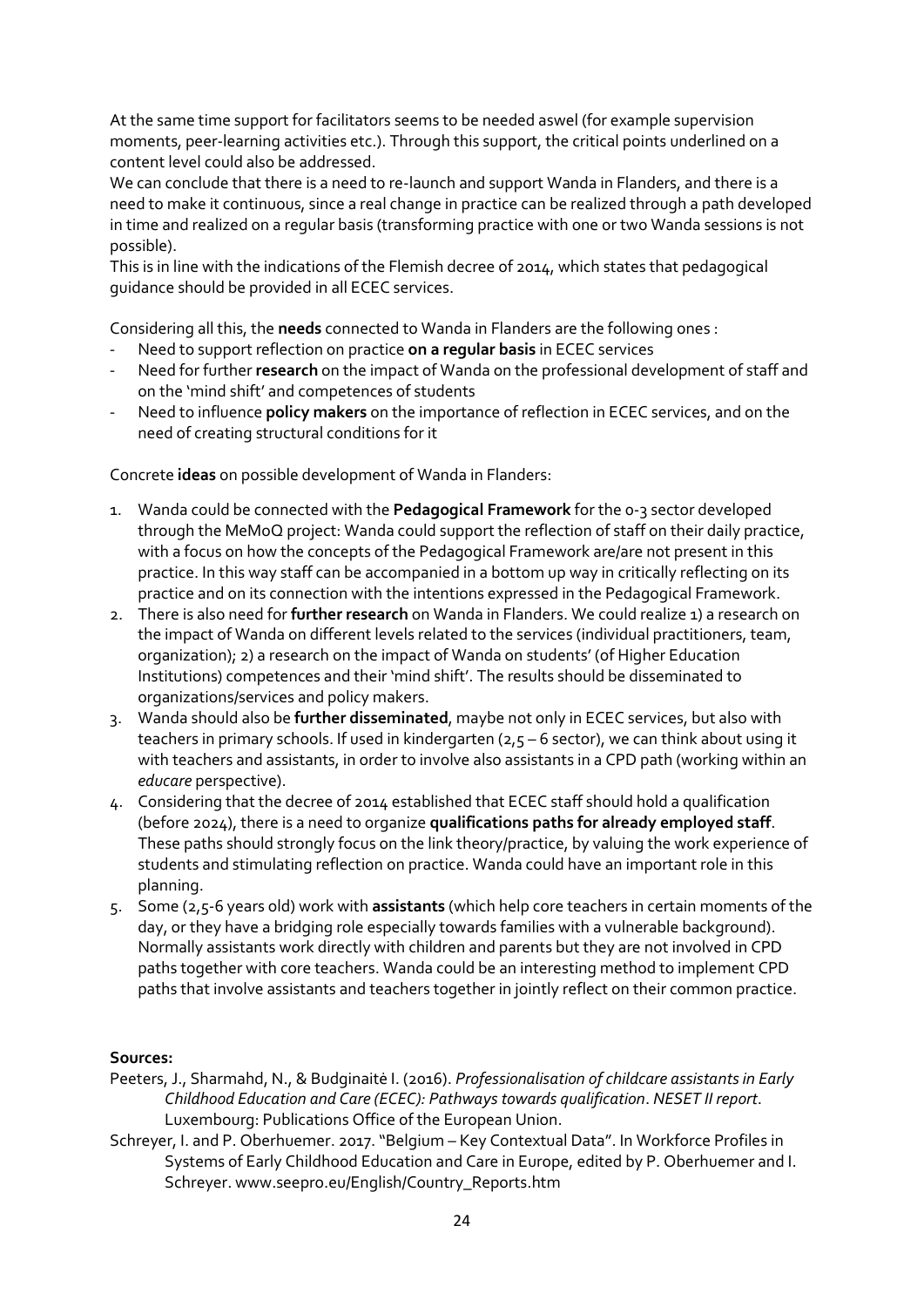At the same time support for facilitators seems to be needed aswel (for example supervision moments, peer-learning activities etc.). Through this support, the critical points underlined on a content level could also be addressed.
We can conclude that there is a need to re-launch and support Wanda in Flanders, and there is a need to make it continuous, since a real change in practice can be realized through a path developed in time and realized on a regular basis (transforming practice with one or two Wanda sessions is not possible).
This is in line with the indications of the Flemish decree of 2014, which states that pedagogical guidance should be provided in all ECEC services.

Considering all this, the **needs** connected to Wanda in Flanders are the following ones :

- Need to support reflection on practice **on a regular basis** in ECEC services
- Need for further **research** on the impact of Wanda on the professional development of staff and on the 'mind shift' and competences of students
- Need to influence **policy makers** on the importance of reflection in ECEC services, and on the need of creating structural conditions for it

Concrete **ideas** on possible development of Wanda in Flanders:

1. Wanda could be connected with the **Pedagogical Framework** for the 0-3 sector developed through the MeMoQ project: Wanda could support the reflection of staff on their daily practice, with a focus on how the concepts of the Pedagogical Framework are/are not present in this practice. In this way staff can be accompanied in a bottom up way in critically reflecting on its practice and on its connection with the intentions expressed in the Pedagogical Framework.
2. There is also need for **further research** on Wanda in Flanders. We could realize 1) a research on the impact of Wanda on different levels related to the services (individual practitioners, team, organization); 2) a research on the impact of Wanda on students' (of Higher Education Institutions) competences and their 'mind shift'. The results should be disseminated to organizations/services and policy makers.
3. Wanda should also be **further disseminated**, maybe not only in ECEC services, but also with teachers in primary schools. If used in kindergarten (2,5 – 6 sector), we can think about using it with teachers and assistants, in order to involve also assistants in a CPD path (working within an *educare* perspective).
4. Considering that the decree of 2014 established that ECEC staff should hold a qualification (before 2024), there is a need to organize **qualifications paths for already employed staff**. These paths should strongly focus on the link theory/practice, by valuing the work experience of students and stimulating reflection on practice. Wanda could have an important role in this planning.
5. Some (2,5-6 years old) work with **assistants** (which help core teachers in certain moments of the day, or they have a bridging role especially towards families with a vulnerable background). Normally assistants work directly with children and parents but they are not involved in CPD paths together with core teachers. Wanda could be an interesting method to implement CPD paths that involve assistants and teachers together in jointly reflect on their common practice.

**Sources:**

Peeters, J., Sharmahd, N., & Budginaitė I. (2016). *Professionalisation of childcare assistants in Early Childhood Education and Care (ECEC): Pathways towards qualification*. *NESET II report*. Luxembourg: Publications Office of the European Union.

Schreyer, I. and P. Oberhuemer. 2017. "Belgium – Key Contextual Data". In Workforce Profiles in Systems of Early Childhood Education and Care in Europe, edited by P. Oberhuemer and I. Schreyer. www.seepro.eu/English/Country_Reports.htm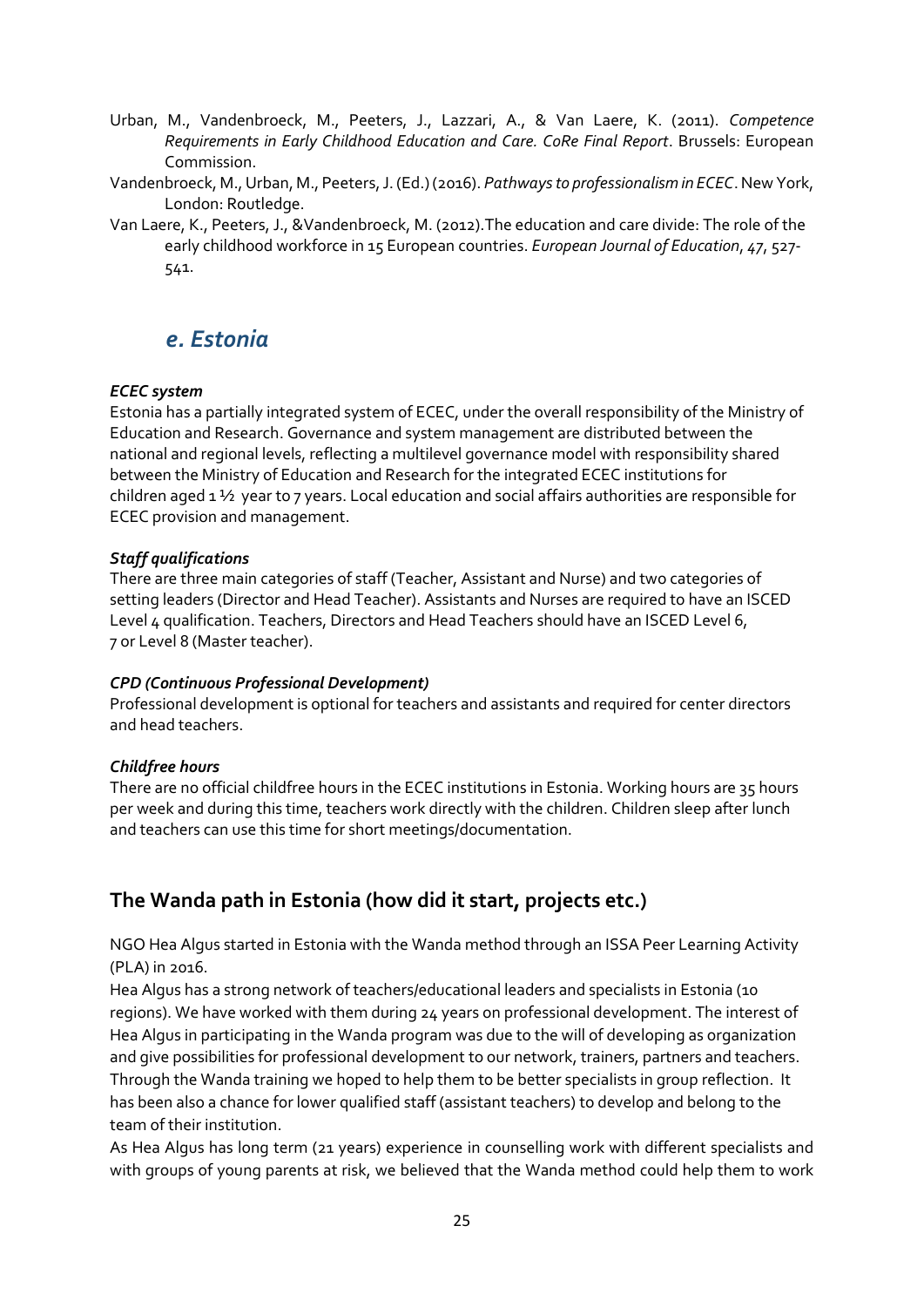Urban, M., Vandenbroeck, M., Peeters, J., Lazzari, A., & Van Laere, K. (2011). *Competence Requirements in Early Childhood Education and Care. CoRe Final Report*. Brussels: European Commission.

Vandenbroeck, M., Urban, M., Peeters, J. (Ed.) (2016). *Pathways to professionalism in ECEC*. New York, London: Routledge.

Van Laere, K., Peeters, J., &Vandenbroeck, M. (2012).The education and care divide: The role of the early childhood workforce in 15 European countries. *European Journal of Education*, *47*, 527-541.

## *e. Estonia*

***ECEC system***

Estonia has a partially integrated system of ECEC, under the overall responsibility of the Ministry of Education and Research. Governance and system management are distributed between the national and regional levels, reflecting a multilevel governance model with responsibility shared between the Ministry of Education and Research for the integrated ECEC institutions for children aged 1 ½ year to 7 years. Local education and social affairs authorities are responsible for ECEC provision and management.

***Staff qualifications***

There are three main categories of staff (Teacher, Assistant and Nurse) and two categories of setting leaders (Director and Head Teacher). Assistants and Nurses are required to have an ISCED Level 4 qualification. Teachers, Directors and Head Teachers should have an ISCED Level 6, 7 or Level 8 (Master teacher).

***CPD (Continuous Professional Development)***

Professional development is optional for teachers and assistants and required for center directors and head teachers.

***Childfree hours***

There are no official childfree hours in the ECEC institutions in Estonia. Working hours are 35 hours per week and during this time, teachers work directly with the children. Children sleep after lunch and teachers can use this time for short meetings/documentation.

## The Wanda path in Estonia (how did it start, projects etc.)

NGO Hea Algus started in Estonia with the Wanda method through an ISSA Peer Learning Activity (PLA) in 2016.

Hea Algus has a strong network of teachers/educational leaders and specialists in Estonia (10 regions). We have worked with them during 24 years on professional development. The interest of Hea Algus in participating in the Wanda program was due to the will of developing as organization and give possibilities for professional development to our network, trainers, partners and teachers. Through the Wanda training we hoped to help them to be better specialists in group reflection. It has been also a chance for lower qualified staff (assistant teachers) to develop and belong to the team of their institution.

As Hea Algus has long term (21 years) experience in counselling work with different specialists and with groups of young parents at risk, we believed that the Wanda method could help them to work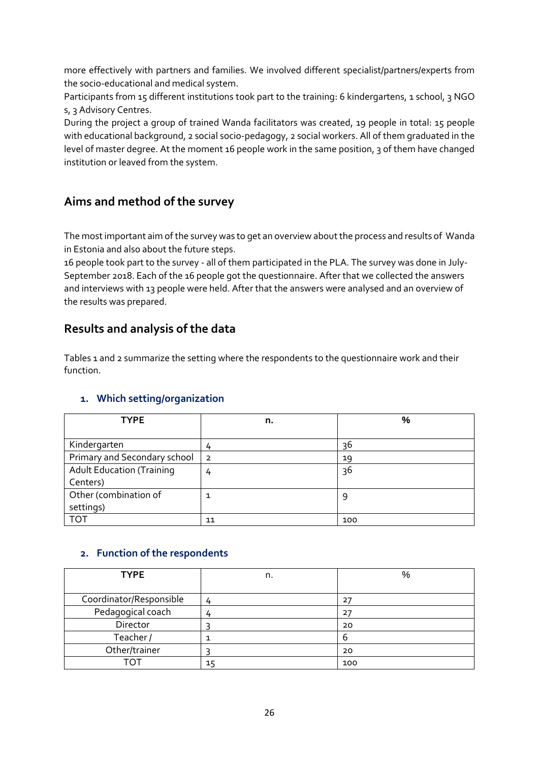more effectively with partners and families. We involved different specialist/partners/experts from the socio-educational and medical system.

Participants from 15 different institutions took part to the training: 6 kindergartens, 1 school, 3 NGO s, 3 Advisory Centres.

During the project a group of trained Wanda facilitators was created, 19 people in total: 15 people with educational background, 2 social socio-pedagogy, 2 social workers. All of them graduated in the level of master degree. At the moment 16 people work in the same position, 3 of them have changed institution or leaved from the system.

## Aims and method of the survey

The most important aim of the survey was to get an overview about the process and results of Wanda in Estonia and also about the future steps.

16 people took part to the survey - all of them participated in the PLA. The survey was done in July-September 2018. Each of the 16 people got the questionnaire. After that we collected the answers and interviews with 13 people were held. After that the answers were analysed and an overview of the results was prepared.

## Results and analysis of the data

Tables 1 and 2 summarize the setting where the respondents to the questionnaire work and their function.

### 1. Which setting/organization

| TYPE | n. | % |
|---|---|---|
| Kindergarten | 4 | 36 |
| Primary and Secondary school | 2 | 19 |
| Adult Education (Training Centers) | 4 | 36 |
| Other (combination of settings) | 1 | 9 |
| TOT | 11 | 100 |

### 2. Function of the respondents

| TYPE | n. | % |
|---|---|---|
| Coordinator/Responsible | 4 | 27 |
| Pedagogical coach | 4 | 27 |
| Director | 3 | 20 |
| Teacher / | 1 | 6 |
| Other/trainer | 3 | 20 |
| TOT | 15 | 100 |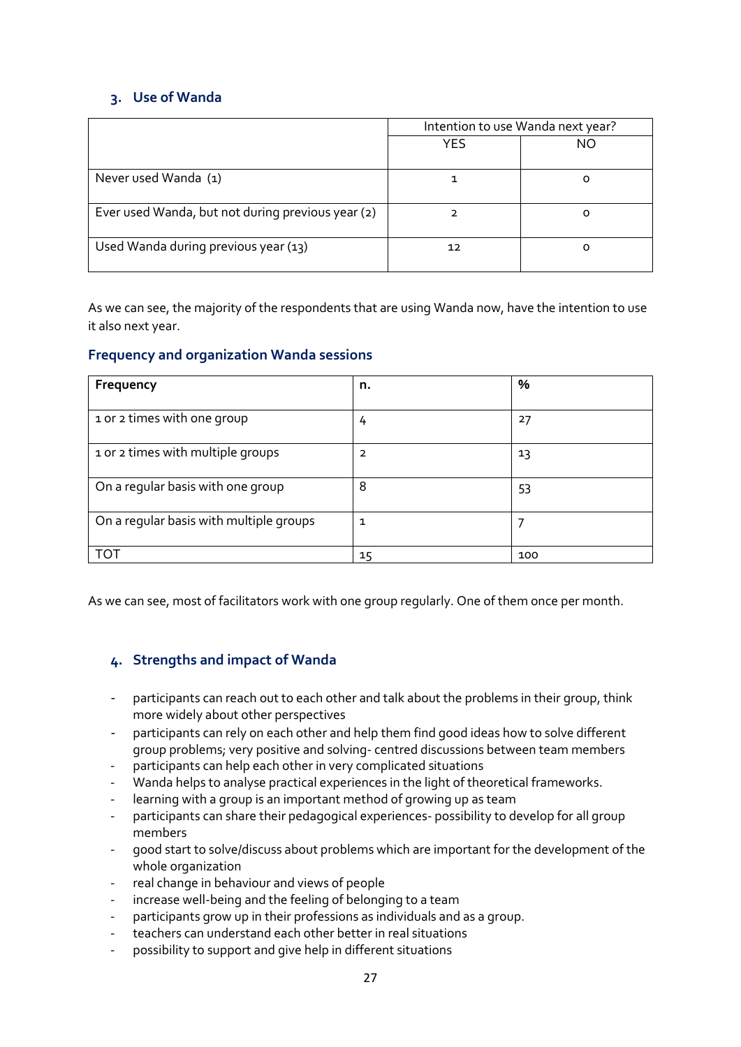## 3. Use of Wanda

| | Intention to use Wanda next year? | |
|---|---|---|
| | YES | NO |
| Never used Wanda (1) | 1 | 0 |
| Ever used Wanda, but not during previous year (2) | 2 | 0 |
| Used Wanda during previous year (13) | 12 | 0 |

As we can see, the majority of the respondents that are using Wanda now, have the intention to use it also next year.

### Frequency and organization Wanda sessions

| Frequency | n. | % |
|---|---|---|
| 1 or 2 times with one group | 4 | 27 |
| 1 or 2 times with multiple groups | 2 | 13 |
| On a regular basis with one group | 8 | 53 |
| On a regular basis with multiple groups | 1 | 7 |
| TOT | 15 | 100 |

As we can see, most of facilitators work with one group regularly. One of them once per month.

## 4. Strengths and impact of Wanda

- participants can reach out to each other and talk about the problems in their group, think more widely about other perspectives
- participants can rely on each other and help them find good ideas how to solve different group problems; very positive and solving- centred discussions between team members
- participants can help each other in very complicated situations
- Wanda helps to analyse practical experiences in the light of theoretical frameworks.
- learning with a group is an important method of growing up as team
- participants can share their pedagogical experiences- possibility to develop for all group members
- good start to solve/discuss about problems which are important for the development of the whole organization
- real change in behaviour and views of people
- increase well-being and the feeling of belonging to a team
- participants grow up in their professions as individuals and as a group.
- teachers can understand each other better in real situations
- possibility to support and give help in different situations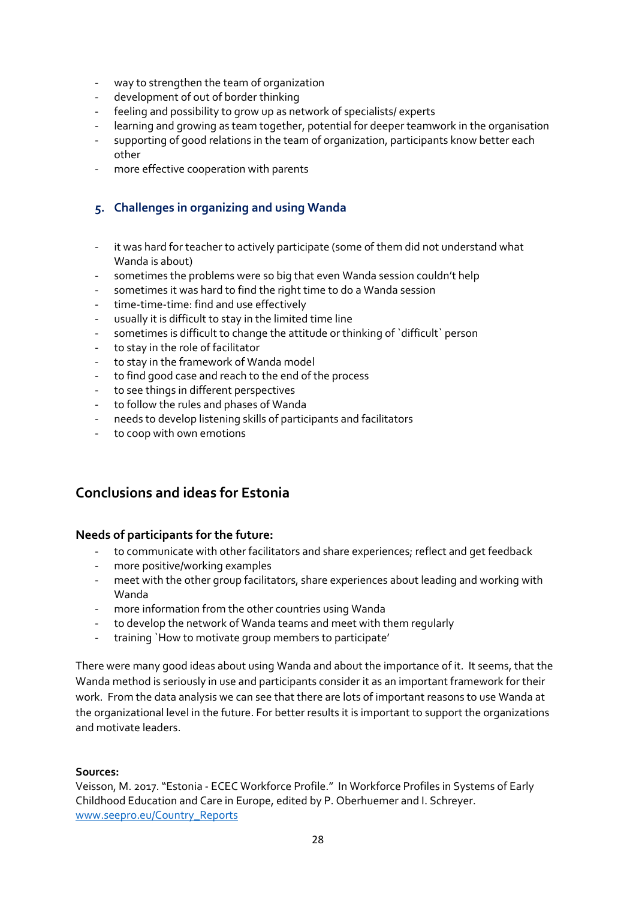- way to strengthen the team of organization
- development of out of border thinking
- feeling and possibility to grow up as network of specialists/ experts
- learning and growing as team together, potential for deeper teamwork in the organisation
- supporting of good relations in the team of organization, participants know better each other
- more effective cooperation with parents

### 5. Challenges in organizing and using Wanda

- it was hard for teacher to actively participate (some of them did not understand what Wanda is about)
- sometimes the problems were so big that even Wanda session couldn't help
- sometimes it was hard to find the right time to do a Wanda session
- time-time-time: find and use effectively
- usually it is difficult to stay in the limited time line
- sometimes is difficult to change the attitude or thinking of `difficult` person
- to stay in the role of facilitator
- to stay in the framework of Wanda model
- to find good case and reach to the end of the process
- to see things in different perspectives
- to follow the rules and phases of Wanda
- needs to develop listening skills of participants and facilitators
- to coop with own emotions

## Conclusions and ideas for Estonia

**Needs of participants for the future:**

- to communicate with other facilitators and share experiences; reflect and get feedback
- more positive/working examples
- meet with the other group facilitators, share experiences about leading and working with Wanda
- more information from the other countries using Wanda
- to develop the network of Wanda teams and meet with them regularly
- training `How to motivate group members to participate'

There were many good ideas about using Wanda and about the importance of it. It seems, that the Wanda method is seriously in use and participants consider it as an important framework for their work. From the data analysis we can see that there are lots of important reasons to use Wanda at the organizational level in the future. For better results it is important to support the organizations and motivate leaders.

**Sources:**

Veisson, M. 2017. "Estonia - ECEC Workforce Profile." In Workforce Profiles in Systems of Early Childhood Education and Care in Europe, edited by P. Oberhuemer and I. Schreyer. [www.seepro.eu/Country_Reports](www.seepro.eu/Country_Reports)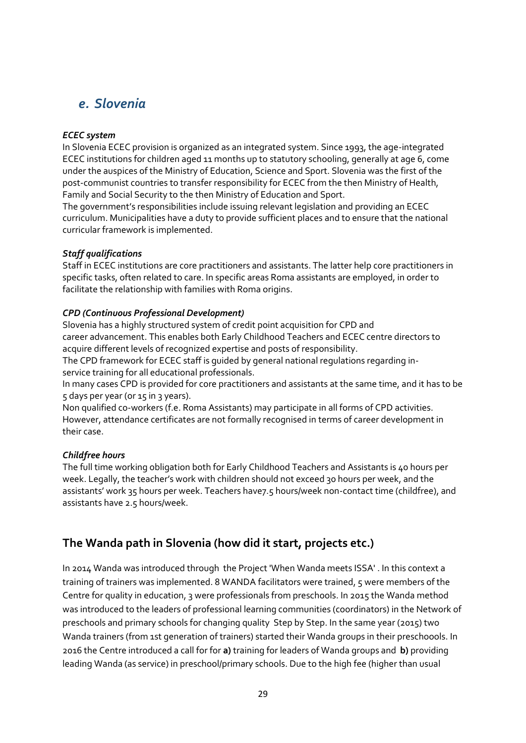## *e. Slovenia*

***ECEC system***

In Slovenia ECEC provision is organized as an integrated system. Since 1993, the age-integrated ECEC institutions for children aged 11 months up to statutory schooling, generally at age 6, come under the auspices of the Ministry of Education, Science and Sport. Slovenia was the first of the post-communist countries to transfer responsibility for ECEC from the then Ministry of Health, Family and Social Security to the then Ministry of Education and Sport.
The government's responsibilities include issuing relevant legislation and providing an ECEC curriculum. Municipalities have a duty to provide sufficient places and to ensure that the national curricular framework is implemented.

***Staff qualifications***

Staff in ECEC institutions are core practitioners and assistants. The latter help core practitioners in specific tasks, often related to care. In specific areas Roma assistants are employed, in order to facilitate the relationship with families with Roma origins.

***CPD (Continuous Professional Development)***

Slovenia has a highly structured system of credit point acquisition for CPD and career advancement. This enables both Early Childhood Teachers and ECEC centre directors to acquire different levels of recognized expertise and posts of responsibility.
The CPD framework for ECEC staff is guided by general national regulations regarding in-service training for all educational professionals.
In many cases CPD is provided for core practitioners and assistants at the same time, and it has to be 5 days per year (or 15 in 3 years).
Non qualified co-workers (f.e. Roma Assistants) may participate in all forms of CPD activities. However, attendance certificates are not formally recognised in terms of career development in their case.

***Childfree hours***

The full time working obligation both for Early Childhood Teachers and Assistants is 40 hours per week. Legally, the teacher's work with children should not exceed 30 hours per week, and the assistants' work 35 hours per week. Teachers have7.5 hours/week non-contact time (childfree), and assistants have 2.5 hours/week.

## The Wanda path in Slovenia (how did it start, projects etc.)

In 2014 Wanda was introduced through the Project 'When Wanda meets ISSA' . In this context a training of trainers was implemented. 8 WANDA facilitators were trained, 5 were members of the Centre for quality in education, 3 were professionals from preschools. In 2015 the Wanda method was introduced to the leaders of professional learning communities (coordinators) in the Network of preschools and primary schools for changing quality Step by Step. In the same year (2015) two Wanda trainers (from 1st generation of trainers) started their Wanda groups in their preschoools. In 2016 the Centre introduced a call for for **a)** training for leaders of Wanda groups and **b)** providing leading Wanda (as service) in preschool/primary schools. Due to the high fee (higher than usual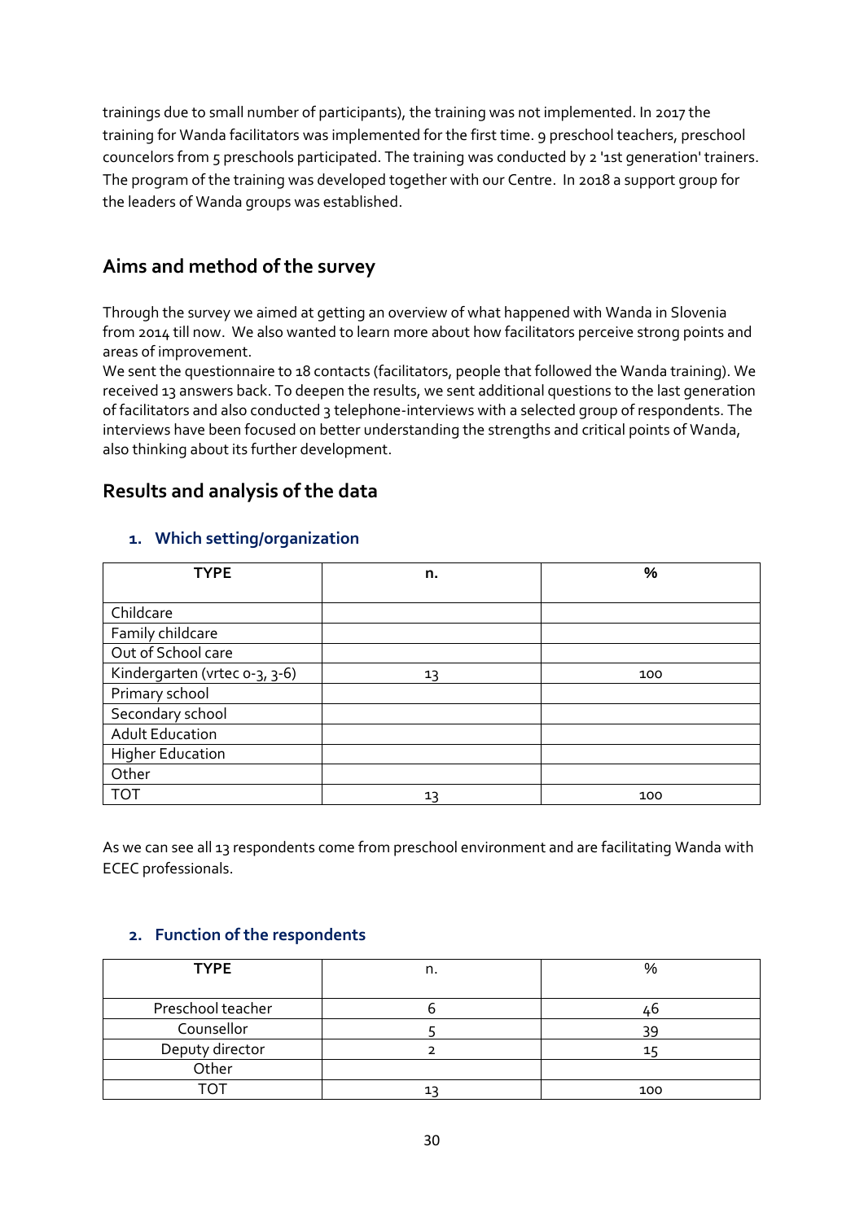trainings due to small number of participants), the training was not implemented. In 2017 the training for Wanda facilitators was implemented for the first time. 9 preschool teachers, preschool councelors from 5 preschools participated. The training was conducted by 2 '1st generation' trainers. The program of the training was developed together with our Centre. In 2018 a support group for the leaders of Wanda groups was established.

## Aims and method of the survey

Through the survey we aimed at getting an overview of what happened with Wanda in Slovenia from 2014 till now. We also wanted to learn more about how facilitators perceive strong points and areas of improvement.

We sent the questionnaire to 18 contacts (facilitators, people that followed the Wanda training). We received 13 answers back. To deepen the results, we sent additional questions to the last generation of facilitators and also conducted 3 telephone-interviews with a selected group of respondents. The interviews have been focused on better understanding the strengths and critical points of Wanda, also thinking about its further development.

## Results and analysis of the data

### 1. Which setting/organization

| TYPE | n. | % |
|---|---|---|
| Childcare | | |
| Family childcare | | |
| Out of School care | | |
| Kindergarten (vrtec 0-3, 3-6) | 13 | 100 |
| Primary school | | |
| Secondary school | | |
| Adult Education | | |
| Higher Education | | |
| Other | | |
| TOT | 13 | 100 |

As we can see all 13 respondents come from preschool environment and are facilitating Wanda with ECEC professionals.

### 2. Function of the respondents

| TYPE | n. | % |
|---|---|---|
| Preschool teacher | 6 | 46 |
| Counsellor | 5 | 39 |
| Deputy director | 2 | 15 |
| Other | | |
| TOT | 13 | 100 |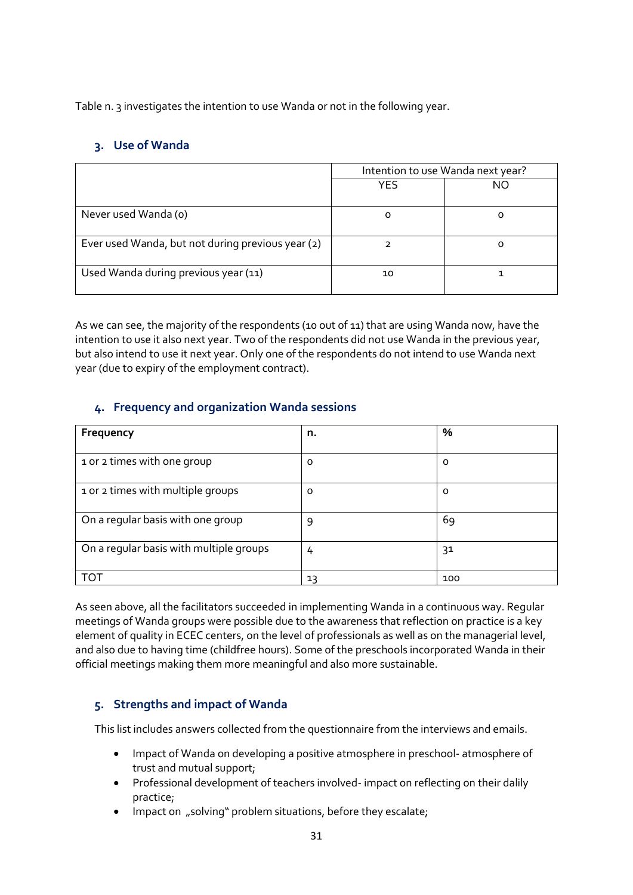Table n. 3 investigates the intention to use Wanda or not in the following year.

## 3. Use of Wanda

| | Intention to use Wanda next year? | |
|---|---|---|
| | YES | NO |
| Never used Wanda (0) | 0 | 0 |
| Ever used Wanda, but not during previous year (2) | 2 | 0 |
| Used Wanda during previous year (11) | 10 | 1 |

As we can see, the majority of the respondents (10 out of 11) that are using Wanda now, have the intention to use it also next year. Two of the respondents did not use Wanda in the previous year, but also intend to use it next year. Only one of the respondents do not intend to use Wanda next year (due to expiry of the employment contract).

## 4. Frequency and organization Wanda sessions

| **Frequency** | **n.** | **%** |
|---|---|---|
| 1 or 2 times with one group | 0 | 0 |
| 1 or 2 times with multiple groups | 0 | 0 |
| On a regular basis with one group | 9 | 69 |
| On a regular basis with multiple groups | 4 | 31 |
| TOT | 13 | 100 |

As seen above, all the facilitators succeeded in implementing Wanda in a continuous way. Regular meetings of Wanda groups were possible due to the awareness that reflection on practice is a key element of quality in ECEC centers, on the level of professionals as well as on the managerial level, and also due to having time (childfree hours). Some of the preschools incorporated Wanda in their official meetings making them more meaningful and also more sustainable.

## 5. Strengths and impact of Wanda

This list includes answers collected from the questionnaire from the interviews and emails.

- Impact of Wanda on developing a positive atmosphere in preschool- atmosphere of trust and mutual support;
- Professional development of teachers involved- impact on reflecting on their dalily practice;
- Impact on „solving" problem situations, before they escalate;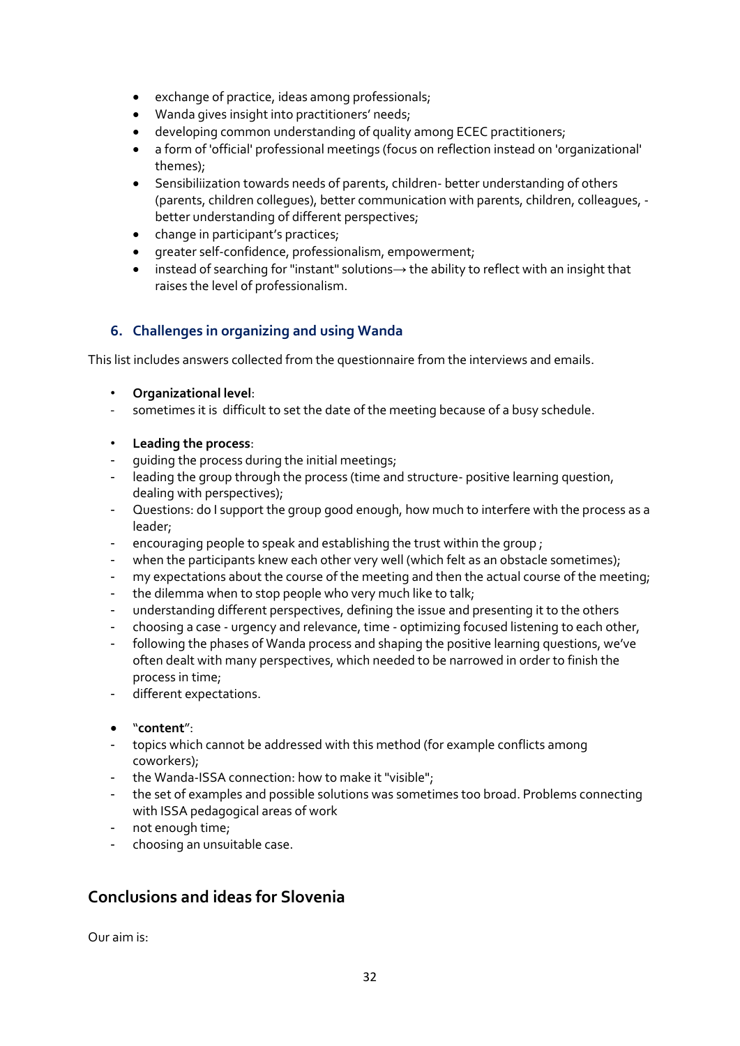- exchange of practice, ideas among professionals;
- Wanda gives insight into practitioners' needs;
- developing common understanding of quality among ECEC practitioners;
- a form of 'official' professional meetings (focus on reflection instead on 'organizational' themes);
- Sensibiliization towards needs of parents, children- better understanding of others (parents, children collegues), better communication with parents, children, colleagues, - better understanding of different perspectives;
- change in participant's practices;
- greater self-confidence, professionalism, empowerment;
- instead of searching for "instant" solutions→ the ability to reflect with an insight that raises the level of professionalism.

### 6. Challenges in organizing and using Wanda

This list includes answers collected from the questionnaire from the interviews and emails.

- **Organizational level**:
  - sometimes it is difficult to set the date of the meeting because of a busy schedule.

- **Leading the process**:
  - guiding the process during the initial meetings;
  - leading the group through the process (time and structure- positive learning question, dealing with perspectives);
  - Questions: do I support the group good enough, how much to interfere with the process as a leader;
  - encouraging people to speak and establishing the trust within the group ;
  - when the participants knew each other very well (which felt as an obstacle sometimes);
  - my expectations about the course of the meeting and then the actual course of the meeting;
  - the dilemma when to stop people who very much like to talk;
  - understanding different perspectives, defining the issue and presenting it to the others
  - choosing a case - urgency and relevance, time - optimizing focused listening to each other,
  - following the phases of Wanda process and shaping the positive learning questions, we've often dealt with many perspectives, which needed to be narrowed in order to finish the process in time;
  - different expectations.

- "**content**":
  - topics which cannot be addressed with this method (for example conflicts among coworkers);
  - the Wanda-ISSA connection: how to make it "visible";
  - the set of examples and possible solutions was sometimes too broad. Problems connecting with ISSA pedagogical areas of work
  - not enough time;
  - choosing an unsuitable case.

## Conclusions and ideas for Slovenia

Our aim is: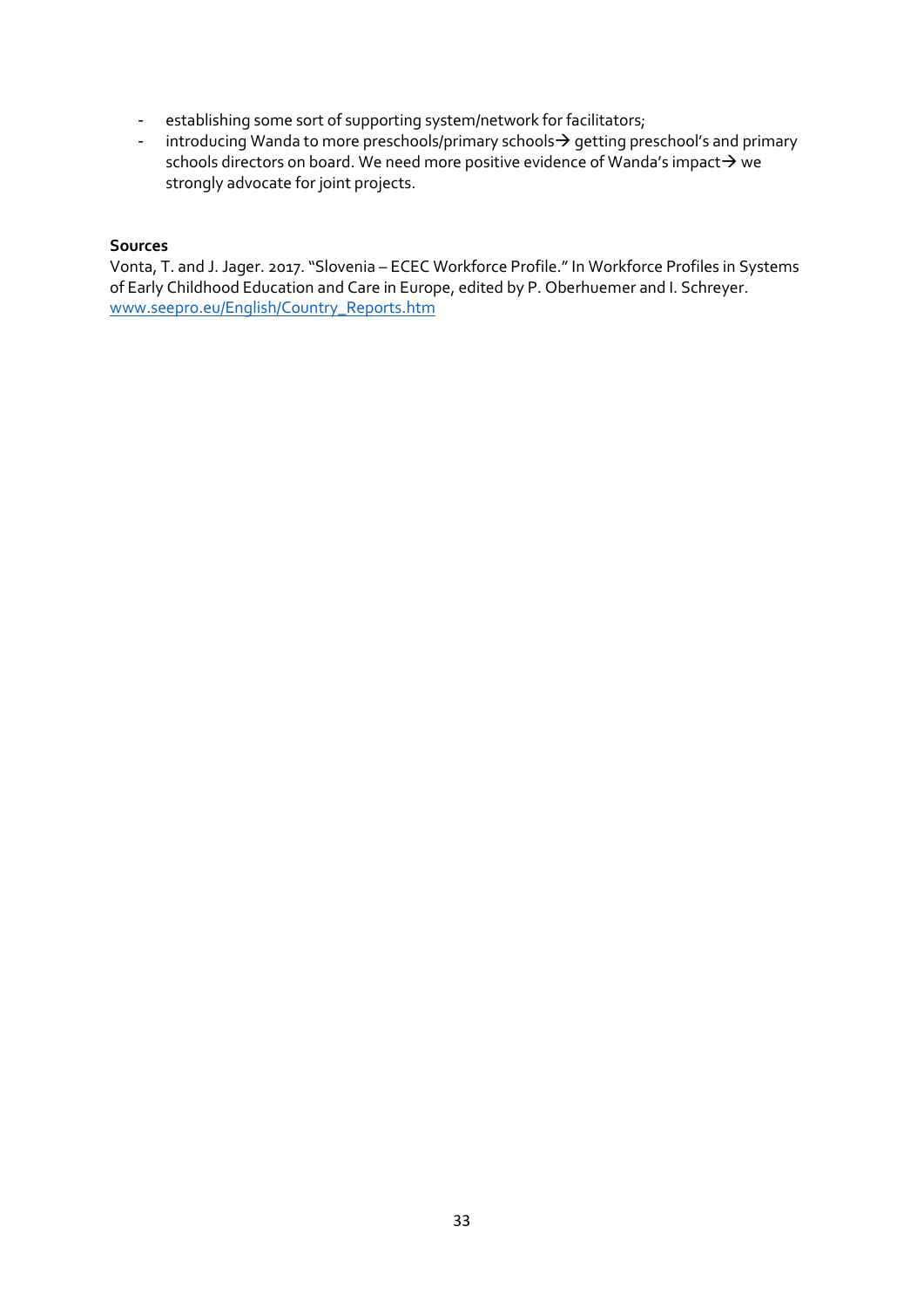- establishing some sort of supporting system/network for facilitators;
- introducing Wanda to more preschools/primary schools→ getting preschool's and primary schools directors on board. We need more positive evidence of Wanda's impact→ we strongly advocate for joint projects.

**Sources**

Vonta, T. and J. Jager. 2017. "Slovenia – ECEC Workforce Profile." In Workforce Profiles in Systems of Early Childhood Education and Care in Europe, edited by P. Oberhuemer and I. Schreyer. [www.seepro.eu/English/Country_Reports.htm](www.seepro.eu/English/Country_Reports.htm)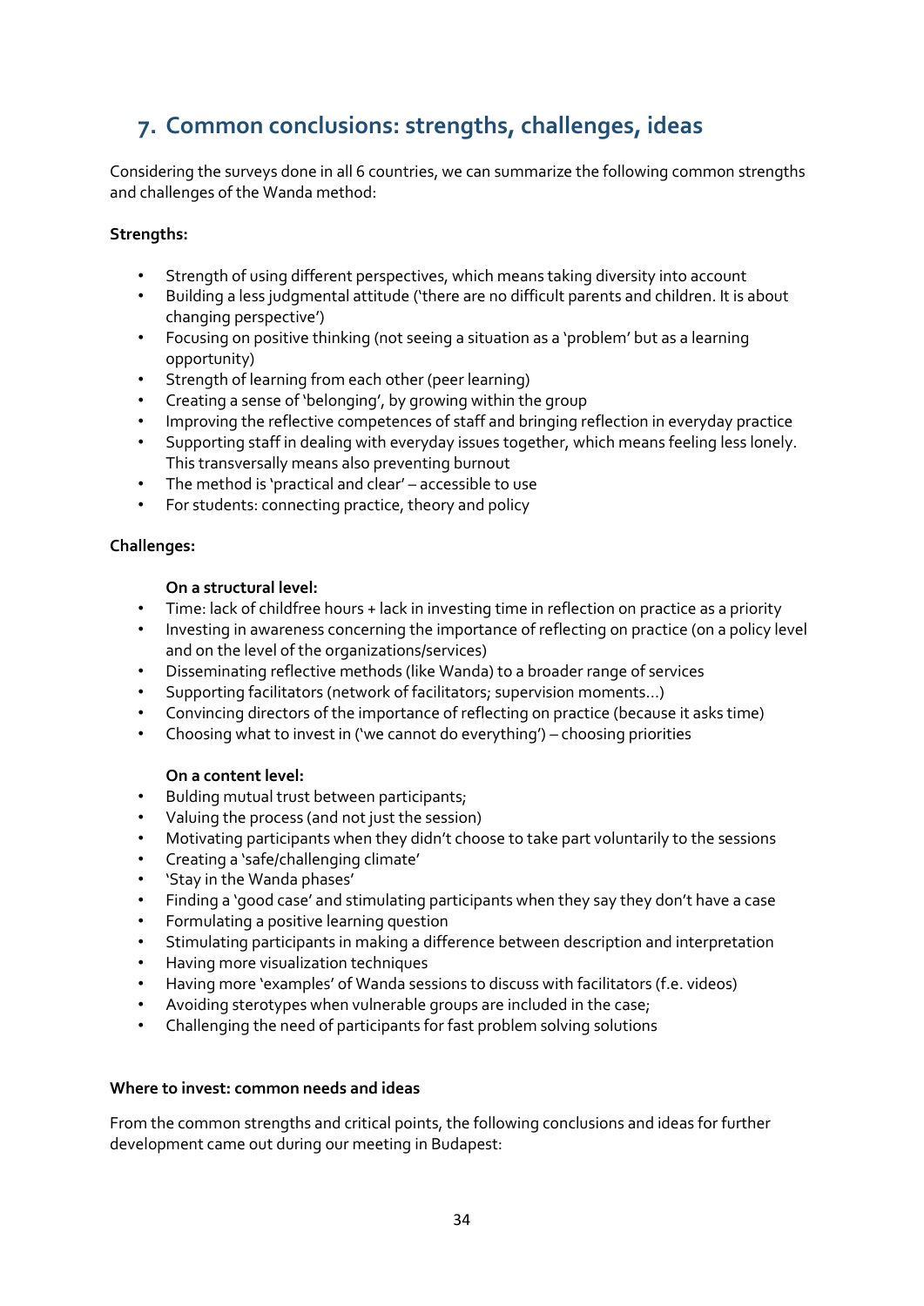## 7. Common conclusions: strengths, challenges, ideas

Considering the surveys done in all 6 countries, we can summarize the following common strengths and challenges of the Wanda method:

**Strengths:**

- Strength of using different perspectives, which means taking diversity into account
- Building a less judgmental attitude ('there are no difficult parents and children. It is about changing perspective')
- Focusing on positive thinking (not seeing a situation as a 'problem' but as a learning opportunity)
- Strength of learning from each other (peer learning)
- Creating a sense of 'belonging', by growing within the group
- Improving the reflective competences of staff and bringing reflection in everyday practice
- Supporting staff in dealing with everyday issues together, which means feeling less lonely. This transversally means also preventing burnout
- The method is 'practical and clear' – accessible to use
- For students: connecting practice, theory and policy

**Challenges:**

**On a structural level:**

- Time: lack of childfree hours + lack in investing time in reflection on practice as a priority
- Investing in awareness concerning the importance of reflecting on practice (on a policy level and on the level of the organizations/services)
- Disseminating reflective methods (like Wanda) to a broader range of services
- Supporting facilitators (network of facilitators; supervision moments…)
- Convincing directors of the importance of reflecting on practice (because it asks time)
- Choosing what to invest in ('we cannot do everything') – choosing priorities

**On a content level:**

- Bulding mutual trust between participants;
- Valuing the process (and not just the session)
- Motivating participants when they didn't choose to take part voluntarily to the sessions
- Creating a 'safe/challenging climate'
- 'Stay in the Wanda phases'
- Finding a 'good case' and stimulating participants when they say they don't have a case
- Formulating a positive learning question
- Stimulating participants in making a difference between description and interpretation
- Having more visualization techniques
- Having more 'examples' of Wanda sessions to discuss with facilitators (f.e. videos)
- Avoiding sterotypes when vulnerable groups are included in the case;
- Challenging the need of participants for fast problem solving solutions

**Where to invest: common needs and ideas**

From the common strengths and critical points, the following conclusions and ideas for further development came out during our meeting in Budapest: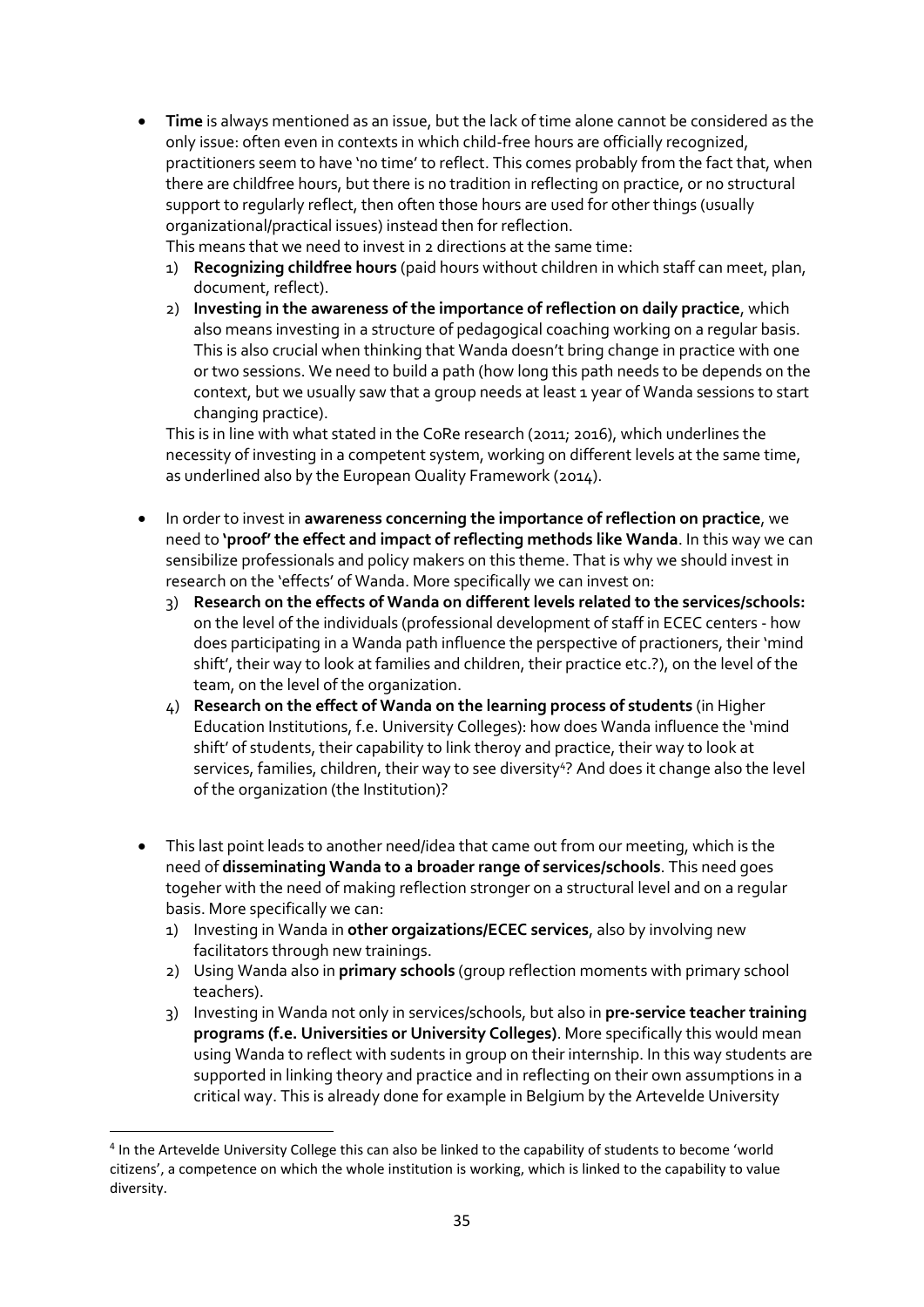- **Time** is always mentioned as an issue, but the lack of time alone cannot be considered as the only issue: often even in contexts in which child-free hours are officially recognized, practitioners seem to have 'no time' to reflect. This comes probably from the fact that, when there are childfree hours, but there is no tradition in reflecting on practice, or no structural support to regularly reflect, then often those hours are used for other things (usually organizational/practical issues) instead then for reflection.
  This means that we need to invest in 2 directions at the same time:
  1) **Recognizing childfree hours** (paid hours without children in which staff can meet, plan, document, reflect).
  2) **Investing in the awareness of the importance of reflection on daily practice**, which also means investing in a structure of pedagogical coaching working on a regular basis. This is also crucial when thinking that Wanda doesn't bring change in practice with one or two sessions. We need to build a path (how long this path needs to be depends on the context, but we usually saw that a group needs at least 1 year of Wanda sessions to start changing practice).

  This is in line with what stated in the CoRe research (2011; 2016), which underlines the necessity of investing in a competent system, working on different levels at the same time, as underlined also by the European Quality Framework (2014).

- In order to invest in **awareness concerning the importance of reflection on practice**, we need to **'proof' the effect and impact of reflecting methods like Wanda**. In this way we can sensibilize professionals and policy makers on this theme. That is why we should invest in research on the 'effects' of Wanda. More specifically we can invest on:
  3) **Research on the effects of Wanda on different levels related to the services/schools:** on the level of the individuals (professional development of staff in ECEC centers - how does participating in a Wanda path influence the perspective of practioners, their 'mind shift', their way to look at families and children, their practice etc.?), on the level of the team, on the level of the organization.
  4) **Research on the effect of Wanda on the learning process of students** (in Higher Education Institutions, f.e. University Colleges): how does Wanda influence the 'mind shift' of students, their capability to link theroy and practice, their way to look at services, families, children, their way to see diversity[4]? And does it change also the level of the organization (the Institution)?

- This last point leads to another need/idea that came out from our meeting, which is the need of **disseminating Wanda to a broader range of services/schools**. This need goes togeher with the need of making reflection stronger on a structural level and on a regular basis. More specifically we can:
  1) Investing in Wanda in **other orgaizations/ECEC services**, also by involving new facilitators through new trainings.
  2) Using Wanda also in **primary schools** (group reflection moments with primary school teachers).
  3) Investing in Wanda not only in services/schools, but also in **pre-service teacher training programs (f.e. Universities or University Colleges)**. More specifically this would mean using Wanda to reflect with sudents in group on their internship. In this way students are supported in linking theory and practice and in reflecting on their own assumptions in a critical way. This is already done for example in Belgium by the Artevelde University

[4] In the Artevelde University College this can also be linked to the capability of students to become 'world citizens', a competence on which the whole institution is working, which is linked to the capability to value diversity.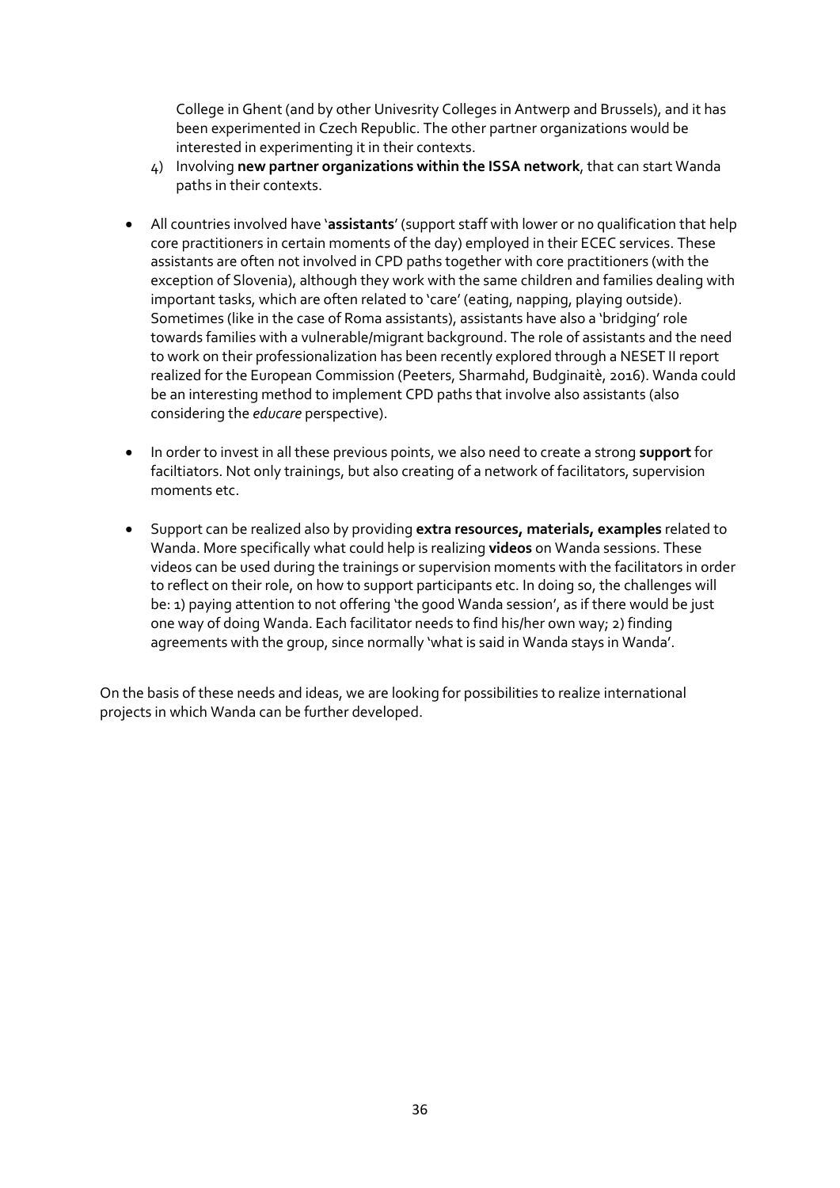College in Ghent (and by other Univesrity Colleges in Antwerp and Brussels), and it has been experimented in Czech Republic. The other partner organizations would be interested in experimenting it in their contexts.

4) Involving **new partner organizations within the ISSA network**, that can start Wanda paths in their contexts.

- All countries involved have '**assistants**' (support staff with lower or no qualification that help core practitioners in certain moments of the day) employed in their ECEC services. These assistants are often not involved in CPD paths together with core practitioners (with the exception of Slovenia), although they work with the same children and families dealing with important tasks, which are often related to 'care' (eating, napping, playing outside). Sometimes (like in the case of Roma assistants), assistants have also a 'bridging' role towards families with a vulnerable/migrant background. The role of assistants and the need to work on their professionalization has been recently explored through a NESET II report realized for the European Commission (Peeters, Sharmahd, Budginaitė, 2016). Wanda could be an interesting method to implement CPD paths that involve also assistants (also considering the *educare* perspective).

- In order to invest in all these previous points, we also need to create a strong **support** for faciltiators. Not only trainings, but also creating of a network of facilitators, supervision moments etc.

- Support can be realized also by providing **extra resources, materials, examples** related to Wanda. More specifically what could help is realizing **videos** on Wanda sessions. These videos can be used during the trainings or supervision moments with the facilitators in order to reflect on their role, on how to support participants etc. In doing so, the challenges will be: 1) paying attention to not offering 'the good Wanda session', as if there would be just one way of doing Wanda. Each facilitator needs to find his/her own way; 2) finding agreements with the group, since normally 'what is said in Wanda stays in Wanda'.

On the basis of these needs and ideas, we are looking for possibilities to realize international projects in which Wanda can be further developed.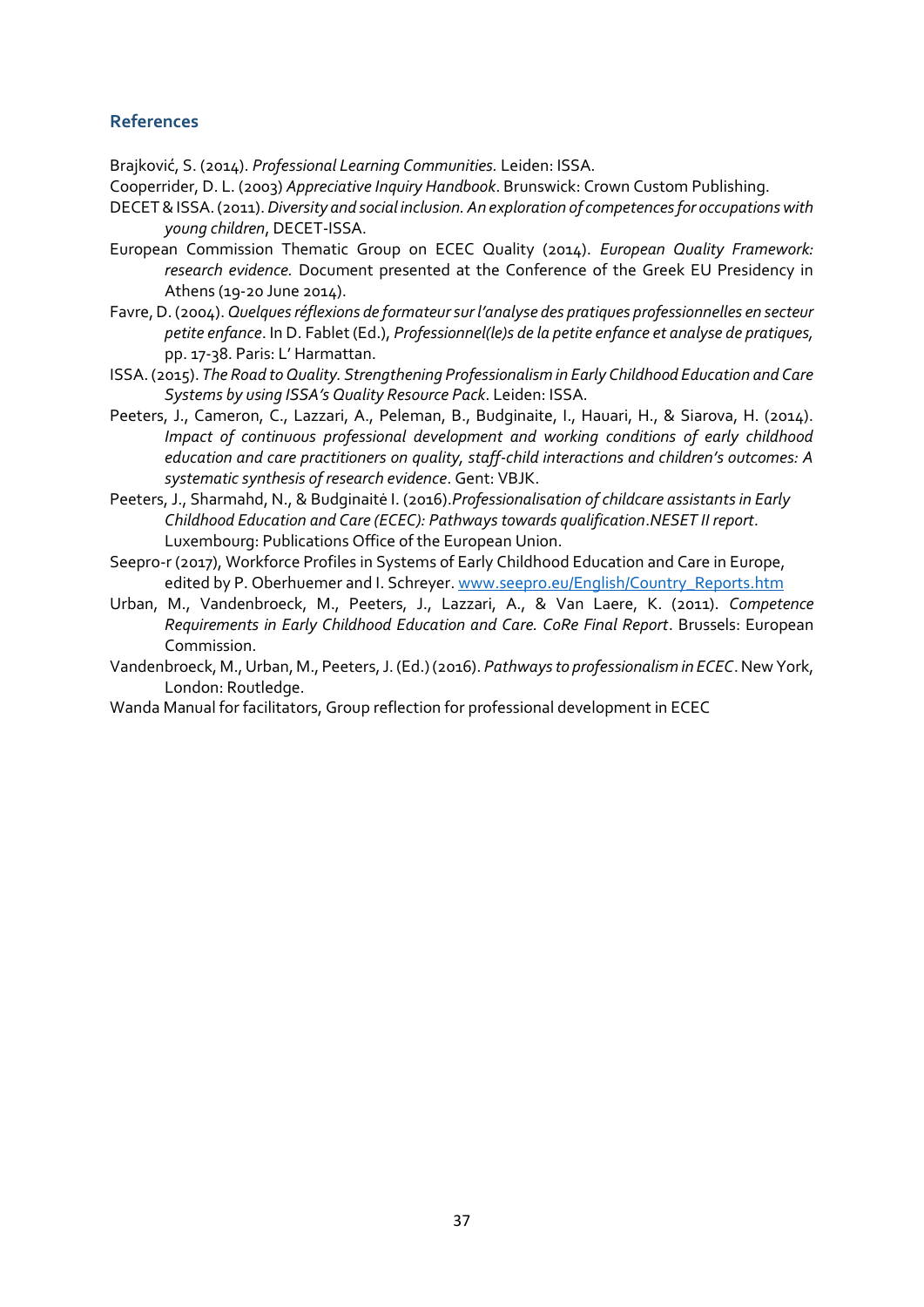## References

Brajković, S. (2014). *Professional Learning Communities.* Leiden: ISSA.

Cooperrider, D. L. (2003) *Appreciative Inquiry Handbook*. Brunswick: Crown Custom Publishing.

DECET & ISSA. (2011). *Diversity and social inclusion. An exploration of competences for occupations with young children*, DECET-ISSA.

European Commission Thematic Group on ECEC Quality (2014). *European Quality Framework: research evidence.* Document presented at the Conference of the Greek EU Presidency in Athens (19-20 June 2014).

Favre, D. (2004). *Quelques réflexions de formateur sur l'analyse des pratiques professionnelles en secteur petite enfance*. In D. Fablet (Ed.), *Professionnel(le)s de la petite enfance et analyse de pratiques,* pp. 17-38. Paris: L' Harmattan.

ISSA. (2015). *The Road to Quality. Strengthening Professionalism in Early Childhood Education and Care Systems by using ISSA's Quality Resource Pack*. Leiden: ISSA.

Peeters, J., Cameron, C., Lazzari, A., Peleman, B., Budginaite, I., Hauari, H., & Siarova, H. (2014). *Impact of continuous professional development and working conditions of early childhood education and care practitioners on quality, staff-child interactions and children's outcomes: A systematic synthesis of research evidence*. Gent: VBJK.

Peeters, J., Sharmahd, N., & Budginaitė I. (2016).*Professionalisation of childcare assistants in Early Childhood Education and Care (ECEC): Pathways towards qualification*.*NESET II report*. Luxembourg: Publications Office of the European Union.

Seepro-r (2017), Workforce Profiles in Systems of Early Childhood Education and Care in Europe, edited by P. Oberhuemer and I. Schreyer. www.seepro.eu/English/Country_Reports.htm

Urban, M., Vandenbroeck, M., Peeters, J., Lazzari, A., & Van Laere, K. (2011). *Competence Requirements in Early Childhood Education and Care. CoRe Final Report*. Brussels: European Commission.

Vandenbroeck, M., Urban, M., Peeters, J. (Ed.) (2016). *Pathways to professionalism in ECEC*. New York, London: Routledge.

Wanda Manual for facilitators, Group reflection for professional development in ECEC